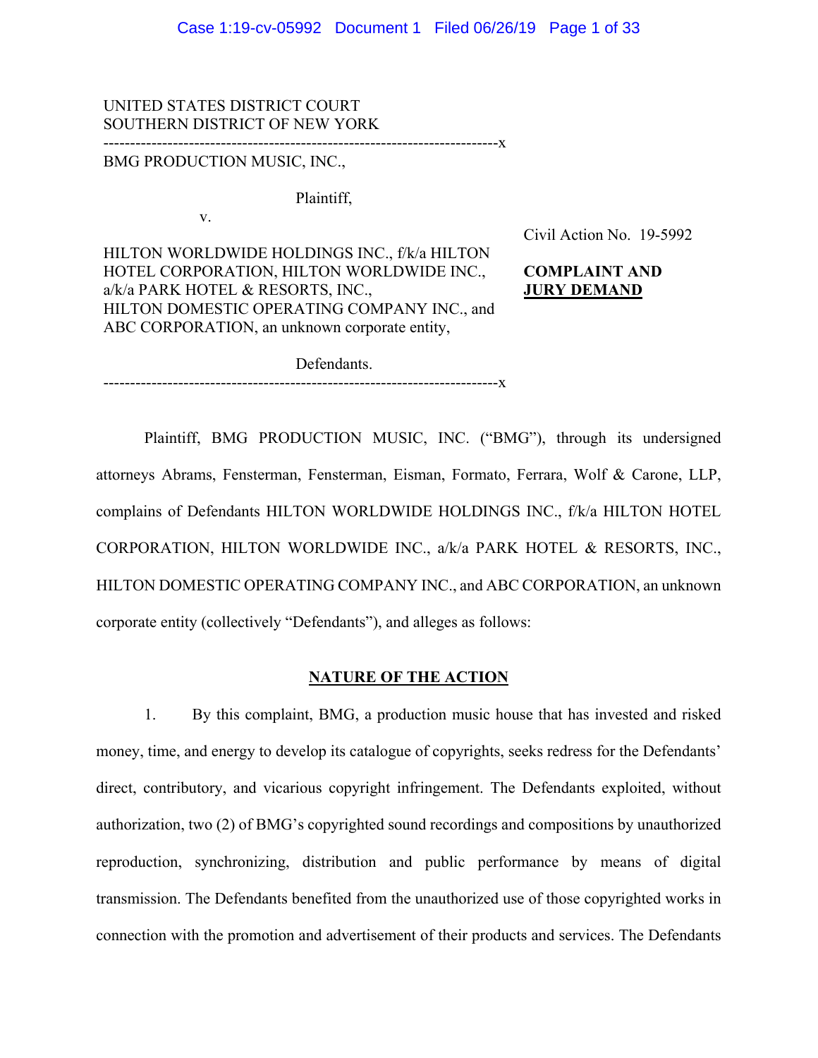UNITED STATES DISTRICT COURT
SOUTHERN DISTRICT OF NEW YORK

---

BMG PRODUCTION MUSIC, INC.,

Plaintiff,

v.

HILTON WORLDWIDE HOLDINGS INC., f/k/a HILTON HOTEL CORPORATION, HILTON WORLDWIDE INC., a/k/a PARK HOTEL & RESORTS, INC., HILTON DOMESTIC OPERATING COMPANY INC., and ABC CORPORATION, an unknown corporate entity,

Defendants.

---

Civil Action No. 19-5992

**COMPLAINT AND JURY DEMAND**

Plaintiff, BMG PRODUCTION MUSIC, INC. ("BMG"), through its undersigned attorneys Abrams, Fensterman, Fensterman, Eisman, Formato, Ferrara, Wolf & Carone, LLP, complains of Defendants HILTON WORLDWIDE HOLDINGS INC., f/k/a HILTON HOTEL CORPORATION, HILTON WORLDWIDE INC., a/k/a PARK HOTEL & RESORTS, INC., HILTON DOMESTIC OPERATING COMPANY INC., and ABC CORPORATION, an unknown corporate entity (collectively "Defendants"), and alleges as follows:

## NATURE OF THE ACTION

1. By this complaint, BMG, a production music house that has invested and risked money, time, and energy to develop its catalogue of copyrights, seeks redress for the Defendants' direct, contributory, and vicarious copyright infringement. The Defendants exploited, without authorization, two (2) of BMG's copyrighted sound recordings and compositions by unauthorized reproduction, synchronizing, distribution and public performance by means of digital transmission. The Defendants benefited from the unauthorized use of those copyrighted works in connection with the promotion and advertisement of their products and services. The Defendants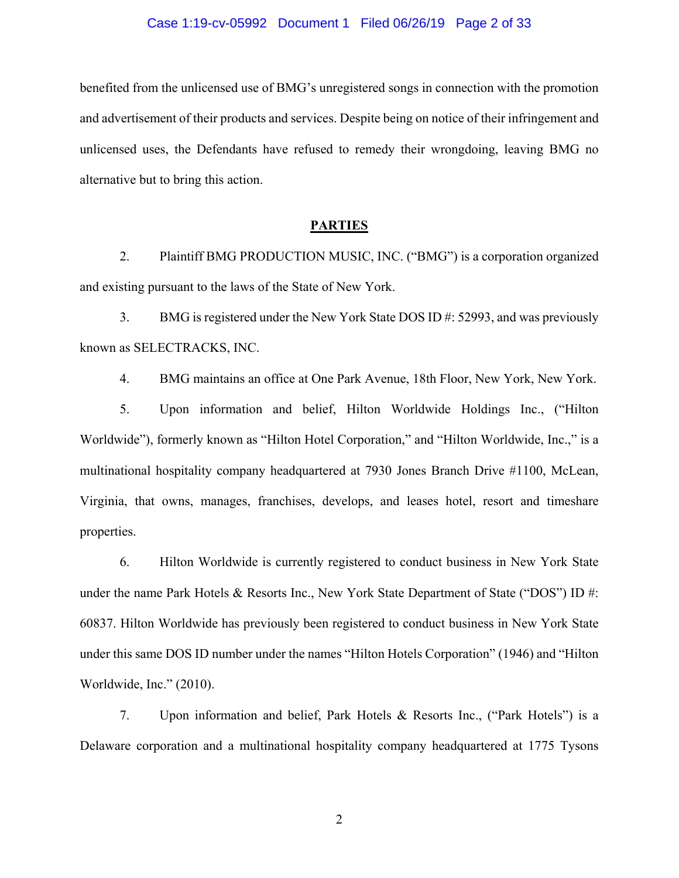benefited from the unlicensed use of BMG's unregistered songs in connection with the promotion and advertisement of their products and services. Despite being on notice of their infringement and unlicensed uses, the Defendants have refused to remedy their wrongdoing, leaving BMG no alternative but to bring this action.

## PARTIES

2. Plaintiff BMG PRODUCTION MUSIC, INC. ("BMG") is a corporation organized and existing pursuant to the laws of the State of New York.

3. BMG is registered under the New York State DOS ID #: 52993, and was previously known as SELECTRACKS, INC.

4. BMG maintains an office at One Park Avenue, 18th Floor, New York, New York.

5. Upon information and belief, Hilton Worldwide Holdings Inc., ("Hilton Worldwide"), formerly known as "Hilton Hotel Corporation," and "Hilton Worldwide, Inc.," is a multinational hospitality company headquartered at 7930 Jones Branch Drive #1100, McLean, Virginia, that owns, manages, franchises, develops, and leases hotel, resort and timeshare properties.

6. Hilton Worldwide is currently registered to conduct business in New York State under the name Park Hotels & Resorts Inc., New York State Department of State ("DOS") ID #: 60837. Hilton Worldwide has previously been registered to conduct business in New York State under this same DOS ID number under the names "Hilton Hotels Corporation" (1946) and "Hilton Worldwide, Inc." (2010).

7. Upon information and belief, Park Hotels & Resorts Inc., ("Park Hotels") is a Delaware corporation and a multinational hospitality company headquartered at 1775 Tysons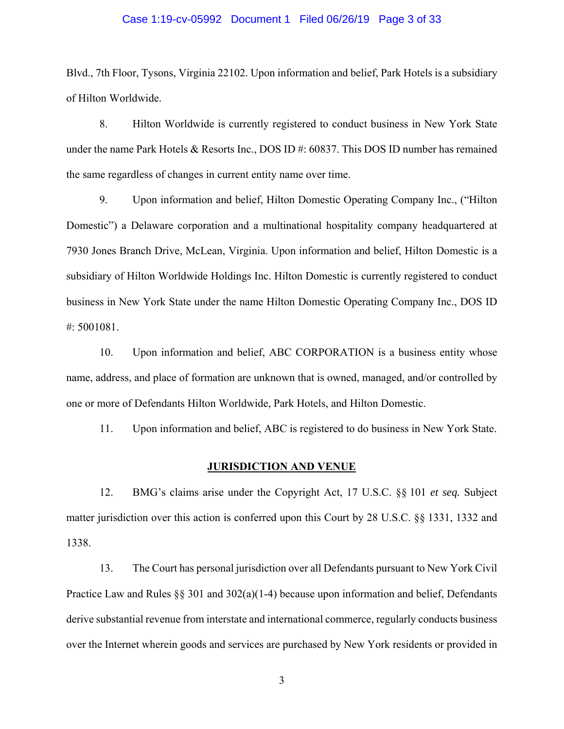Blvd., 7th Floor, Tysons, Virginia 22102. Upon information and belief, Park Hotels is a subsidiary of Hilton Worldwide.

8. Hilton Worldwide is currently registered to conduct business in New York State under the name Park Hotels & Resorts Inc., DOS ID #: 60837. This DOS ID number has remained the same regardless of changes in current entity name over time.

9. Upon information and belief, Hilton Domestic Operating Company Inc., ("Hilton Domestic") a Delaware corporation and a multinational hospitality company headquartered at 7930 Jones Branch Drive, McLean, Virginia. Upon information and belief, Hilton Domestic is a subsidiary of Hilton Worldwide Holdings Inc. Hilton Domestic is currently registered to conduct business in New York State under the name Hilton Domestic Operating Company Inc., DOS ID #: 5001081.

10. Upon information and belief, ABC CORPORATION is a business entity whose name, address, and place of formation are unknown that is owned, managed, and/or controlled by one or more of Defendants Hilton Worldwide, Park Hotels, and Hilton Domestic.

11. Upon information and belief, ABC is registered to do business in New York State.

## JURISDICTION AND VENUE

12. BMG's claims arise under the Copyright Act, 17 U.S.C. §§ 101 *et seq.* Subject matter jurisdiction over this action is conferred upon this Court by 28 U.S.C. §§ 1331, 1332 and 1338.

13. The Court has personal jurisdiction over all Defendants pursuant to New York Civil Practice Law and Rules §§ 301 and 302(a)(1-4) because upon information and belief, Defendants derive substantial revenue from interstate and international commerce, regularly conducts business over the Internet wherein goods and services are purchased by New York residents or provided in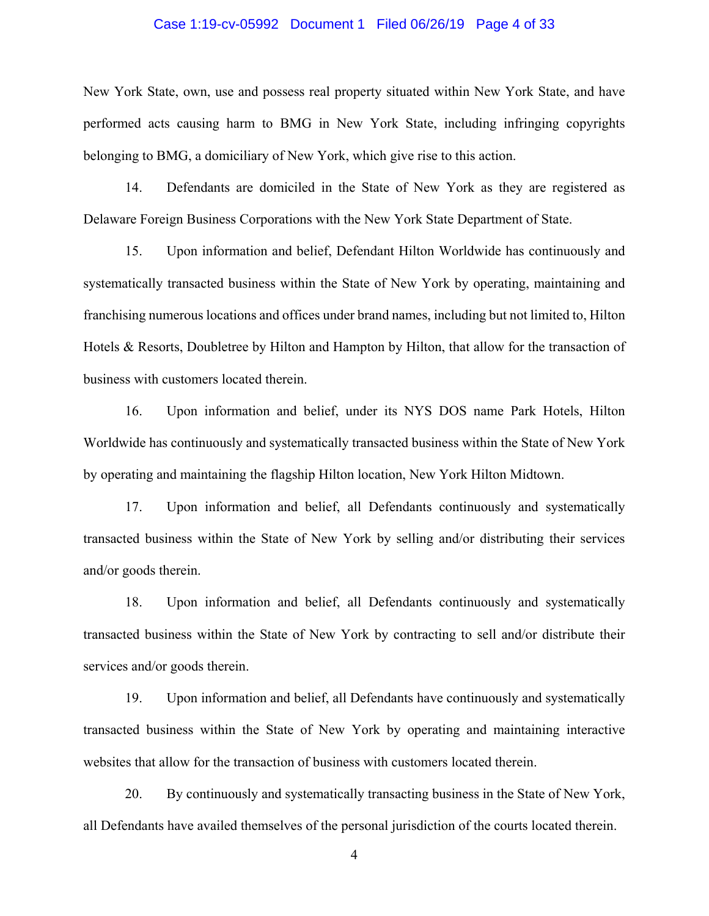New York State, own, use and possess real property situated within New York State, and have performed acts causing harm to BMG in New York State, including infringing copyrights belonging to BMG, a domiciliary of New York, which give rise to this action.

14. Defendants are domiciled in the State of New York as they are registered as Delaware Foreign Business Corporations with the New York State Department of State.

15. Upon information and belief, Defendant Hilton Worldwide has continuously and systematically transacted business within the State of New York by operating, maintaining and franchising numerous locations and offices under brand names, including but not limited to, Hilton Hotels & Resorts, Doubletree by Hilton and Hampton by Hilton, that allow for the transaction of business with customers located therein.

16. Upon information and belief, under its NYS DOS name Park Hotels, Hilton Worldwide has continuously and systematically transacted business within the State of New York by operating and maintaining the flagship Hilton location, New York Hilton Midtown.

17. Upon information and belief, all Defendants continuously and systematically transacted business within the State of New York by selling and/or distributing their services and/or goods therein.

18. Upon information and belief, all Defendants continuously and systematically transacted business within the State of New York by contracting to sell and/or distribute their services and/or goods therein.

19. Upon information and belief, all Defendants have continuously and systematically transacted business within the State of New York by operating and maintaining interactive websites that allow for the transaction of business with customers located therein.

20. By continuously and systematically transacting business in the State of New York, all Defendants have availed themselves of the personal jurisdiction of the courts located therein.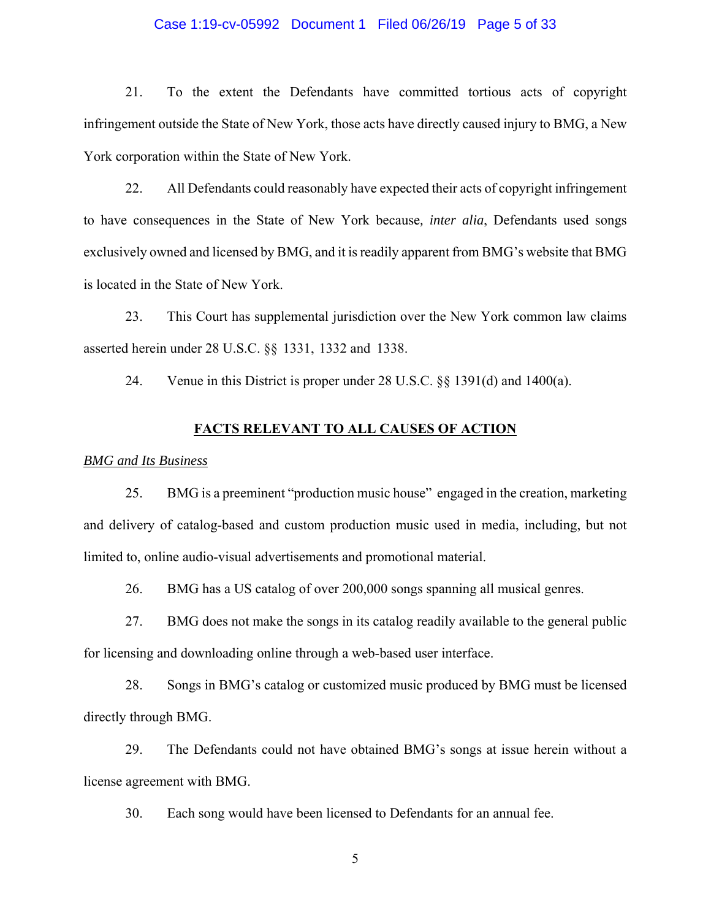21. To the extent the Defendants have committed tortious acts of copyright infringement outside the State of New York, those acts have directly caused injury to BMG, a New York corporation within the State of New York.

22. All Defendants could reasonably have expected their acts of copyright infringement to have consequences in the State of New York because, *inter alia*, Defendants used songs exclusively owned and licensed by BMG, and it is readily apparent from BMG's website that BMG is located in the State of New York.

23. This Court has supplemental jurisdiction over the New York common law claims asserted herein under 28 U.S.C. §§ 1331, 1332 and 1338.

24. Venue in this District is proper under 28 U.S.C. §§ 1391(d) and 1400(a).

## FACTS RELEVANT TO ALL CAUSES OF ACTION

*BMG and Its Business*

25. BMG is a preeminent "production music house" engaged in the creation, marketing and delivery of catalog-based and custom production music used in media, including, but not limited to, online audio-visual advertisements and promotional material.

26. BMG has a US catalog of over 200,000 songs spanning all musical genres.

27. BMG does not make the songs in its catalog readily available to the general public for licensing and downloading online through a web-based user interface.

28. Songs in BMG's catalog or customized music produced by BMG must be licensed directly through BMG.

29. The Defendants could not have obtained BMG's songs at issue herein without a license agreement with BMG.

30. Each song would have been licensed to Defendants for an annual fee.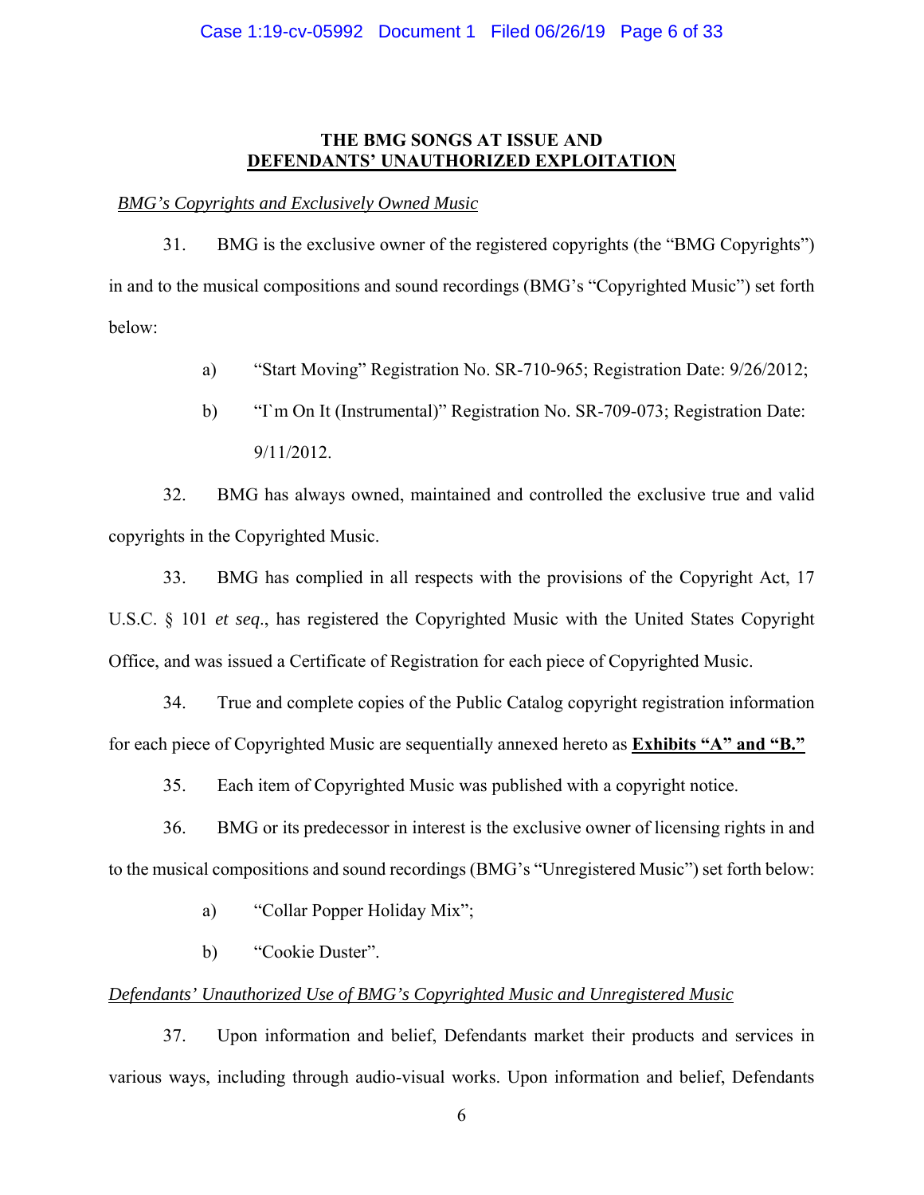## THE BMG SONGS AT ISSUE AND DEFENDANTS' UNAUTHORIZED EXPLOITATION

*BMG's Copyrights and Exclusively Owned Music*

31. BMG is the exclusive owner of the registered copyrights (the "BMG Copyrights") in and to the musical compositions and sound recordings (BMG's "Copyrighted Music") set forth below:

   a) "Start Moving" Registration No. SR-710-965; Registration Date: 9/26/2012;

   b) "I`m On It (Instrumental)" Registration No. SR-709-073; Registration Date: 9/11/2012.

32. BMG has always owned, maintained and controlled the exclusive true and valid copyrights in the Copyrighted Music.

33. BMG has complied in all respects with the provisions of the Copyright Act, 17 U.S.C. § 101 *et seq*., has registered the Copyrighted Music with the United States Copyright Office, and was issued a Certificate of Registration for each piece of Copyrighted Music.

34. True and complete copies of the Public Catalog copyright registration information for each piece of Copyrighted Music are sequentially annexed hereto as **Exhibits "A" and "B."**

35. Each item of Copyrighted Music was published with a copyright notice.

36. BMG or its predecessor in interest is the exclusive owner of licensing rights in and to the musical compositions and sound recordings (BMG's "Unregistered Music") set forth below:

   a) "Collar Popper Holiday Mix";

   b) "Cookie Duster".

*Defendants' Unauthorized Use of BMG's Copyrighted Music and Unregistered Music*

37. Upon information and belief, Defendants market their products and services in various ways, including through audio-visual works. Upon information and belief, Defendants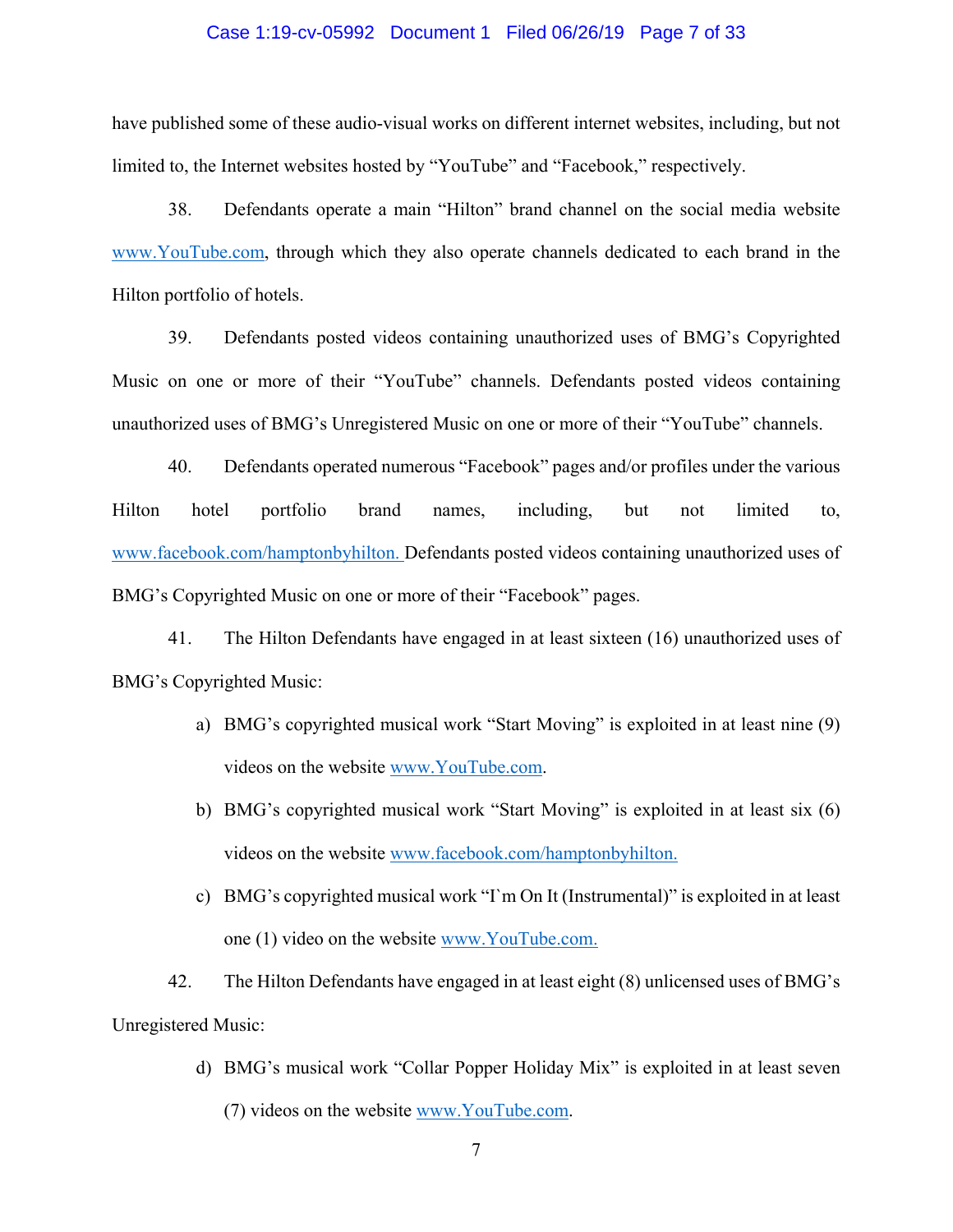have published some of these audio-visual works on different internet websites, including, but not limited to, the Internet websites hosted by "YouTube" and "Facebook," respectively.

38. Defendants operate a main "Hilton" brand channel on the social media website www.YouTube.com, through which they also operate channels dedicated to each brand in the Hilton portfolio of hotels.

39. Defendants posted videos containing unauthorized uses of BMG's Copyrighted Music on one or more of their "YouTube" channels. Defendants posted videos containing unauthorized uses of BMG's Unregistered Music on one or more of their "YouTube" channels.

40. Defendants operated numerous "Facebook" pages and/or profiles under the various Hilton hotel portfolio brand names, including, but not limited to, www.facebook.com/hamptonbyhilton. Defendants posted videos containing unauthorized uses of BMG's Copyrighted Music on one or more of their "Facebook" pages.

41. The Hilton Defendants have engaged in at least sixteen (16) unauthorized uses of BMG's Copyrighted Music:

a) BMG's copyrighted musical work "Start Moving" is exploited in at least nine (9) videos on the website www.YouTube.com.

b) BMG's copyrighted musical work "Start Moving" is exploited in at least six (6) videos on the website www.facebook.com/hamptonbyhilton.

c) BMG's copyrighted musical work "I`m On It (Instrumental)" is exploited in at least one (1) video on the website www.YouTube.com.

42. The Hilton Defendants have engaged in at least eight (8) unlicensed uses of BMG's Unregistered Music:

d) BMG's musical work "Collar Popper Holiday Mix" is exploited in at least seven (7) videos on the website www.YouTube.com.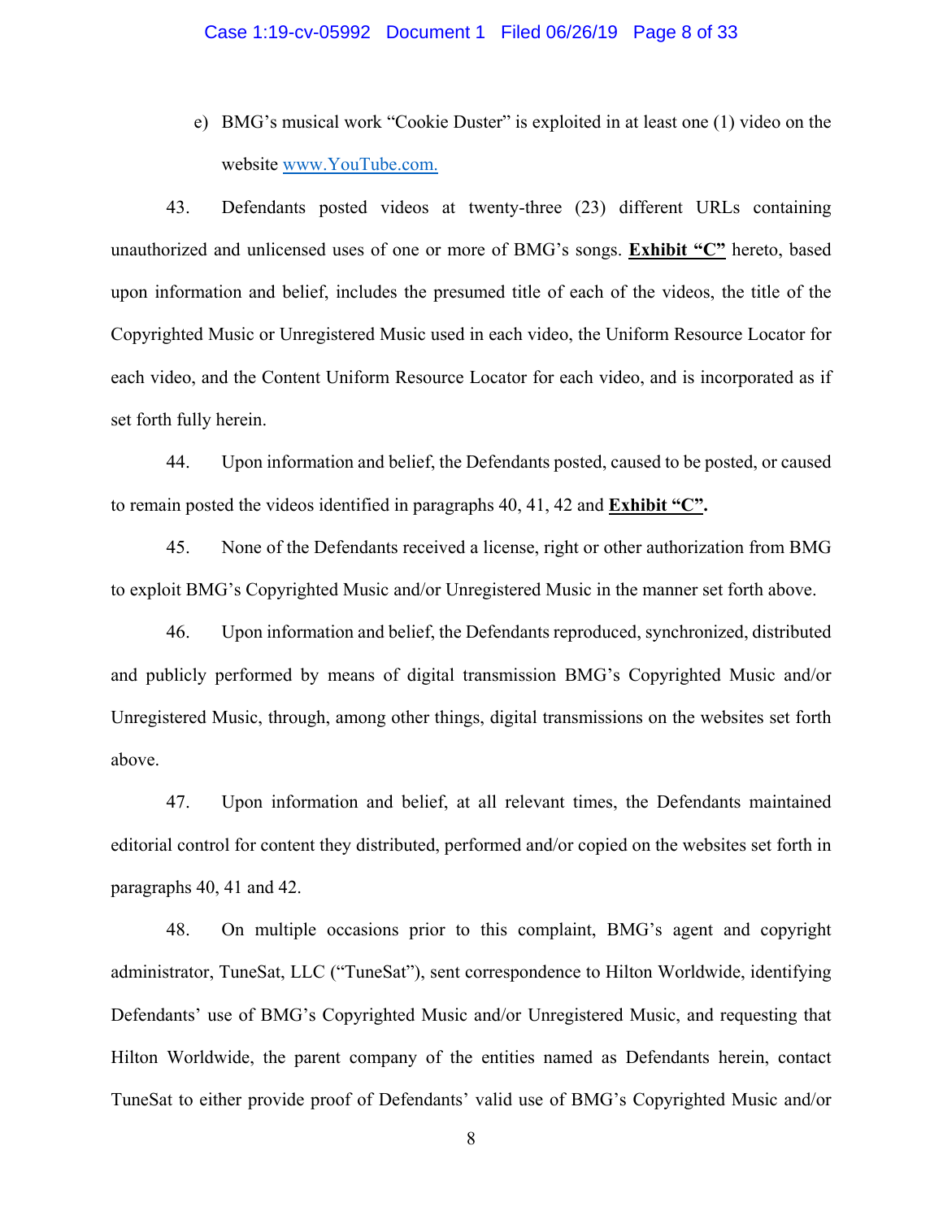e) BMG's musical work "Cookie Duster" is exploited in at least one (1) video on the website www.YouTube.com.

43. Defendants posted videos at twenty-three (23) different URLs containing unauthorized and unlicensed uses of one or more of BMG's songs. **Exhibit "C"** hereto, based upon information and belief, includes the presumed title of each of the videos, the title of the Copyrighted Music or Unregistered Music used in each video, the Uniform Resource Locator for each video, and the Content Uniform Resource Locator for each video, and is incorporated as if set forth fully herein.

44. Upon information and belief, the Defendants posted, caused to be posted, or caused to remain posted the videos identified in paragraphs 40, 41, 42 and **Exhibit "C".**

45. None of the Defendants received a license, right or other authorization from BMG to exploit BMG's Copyrighted Music and/or Unregistered Music in the manner set forth above.

46. Upon information and belief, the Defendants reproduced, synchronized, distributed and publicly performed by means of digital transmission BMG's Copyrighted Music and/or Unregistered Music, through, among other things, digital transmissions on the websites set forth above.

47. Upon information and belief, at all relevant times, the Defendants maintained editorial control for content they distributed, performed and/or copied on the websites set forth in paragraphs 40, 41 and 42.

48. On multiple occasions prior to this complaint, BMG's agent and copyright administrator, TuneSat, LLC ("TuneSat"), sent correspondence to Hilton Worldwide, identifying Defendants' use of BMG's Copyrighted Music and/or Unregistered Music, and requesting that Hilton Worldwide, the parent company of the entities named as Defendants herein, contact TuneSat to either provide proof of Defendants' valid use of BMG's Copyrighted Music and/or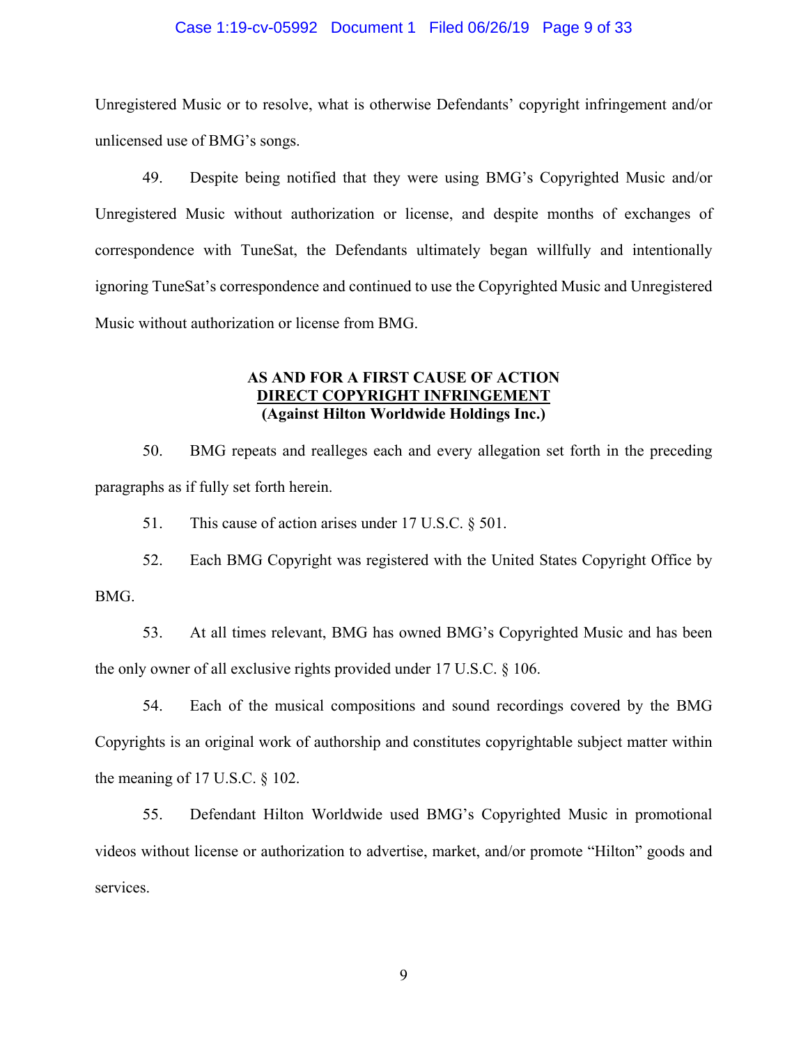Unregistered Music or to resolve, what is otherwise Defendants' copyright infringement and/or unlicensed use of BMG's songs.

49. Despite being notified that they were using BMG's Copyrighted Music and/or Unregistered Music without authorization or license, and despite months of exchanges of correspondence with TuneSat, the Defendants ultimately began willfully and intentionally ignoring TuneSat's correspondence and continued to use the Copyrighted Music and Unregistered Music without authorization or license from BMG.

**AS AND FOR A FIRST CAUSE OF ACTION**
**DIRECT COPYRIGHT INFRINGEMENT**
**(Against Hilton Worldwide Holdings Inc.)**

50. BMG repeats and realleges each and every allegation set forth in the preceding paragraphs as if fully set forth herein.

51. This cause of action arises under 17 U.S.C. § 501.

52. Each BMG Copyright was registered with the United States Copyright Office by BMG.

53. At all times relevant, BMG has owned BMG's Copyrighted Music and has been the only owner of all exclusive rights provided under 17 U.S.C. § 106.

54. Each of the musical compositions and sound recordings covered by the BMG Copyrights is an original work of authorship and constitutes copyrightable subject matter within the meaning of 17 U.S.C. § 102.

55. Defendant Hilton Worldwide used BMG's Copyrighted Music in promotional videos without license or authorization to advertise, market, and/or promote "Hilton" goods and services.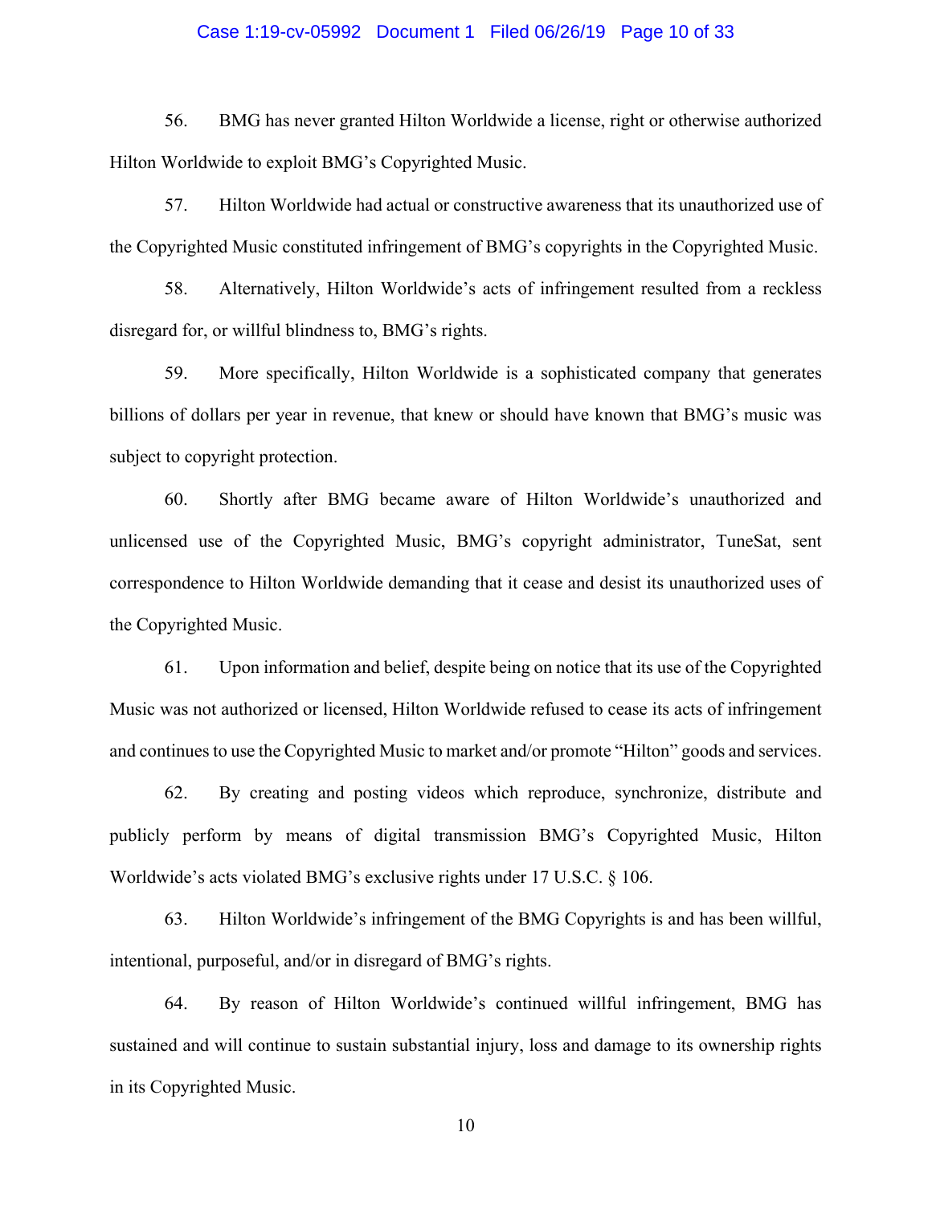56. BMG has never granted Hilton Worldwide a license, right or otherwise authorized Hilton Worldwide to exploit BMG's Copyrighted Music.

57. Hilton Worldwide had actual or constructive awareness that its unauthorized use of the Copyrighted Music constituted infringement of BMG's copyrights in the Copyrighted Music.

58. Alternatively, Hilton Worldwide's acts of infringement resulted from a reckless disregard for, or willful blindness to, BMG's rights.

59. More specifically, Hilton Worldwide is a sophisticated company that generates billions of dollars per year in revenue, that knew or should have known that BMG's music was subject to copyright protection.

60. Shortly after BMG became aware of Hilton Worldwide's unauthorized and unlicensed use of the Copyrighted Music, BMG's copyright administrator, TuneSat, sent correspondence to Hilton Worldwide demanding that it cease and desist its unauthorized uses of the Copyrighted Music.

61. Upon information and belief, despite being on notice that its use of the Copyrighted Music was not authorized or licensed, Hilton Worldwide refused to cease its acts of infringement and continues to use the Copyrighted Music to market and/or promote "Hilton" goods and services.

62. By creating and posting videos which reproduce, synchronize, distribute and publicly perform by means of digital transmission BMG's Copyrighted Music, Hilton Worldwide's acts violated BMG's exclusive rights under 17 U.S.C. § 106.

63. Hilton Worldwide's infringement of the BMG Copyrights is and has been willful, intentional, purposeful, and/or in disregard of BMG's rights.

64. By reason of Hilton Worldwide's continued willful infringement, BMG has sustained and will continue to sustain substantial injury, loss and damage to its ownership rights in its Copyrighted Music.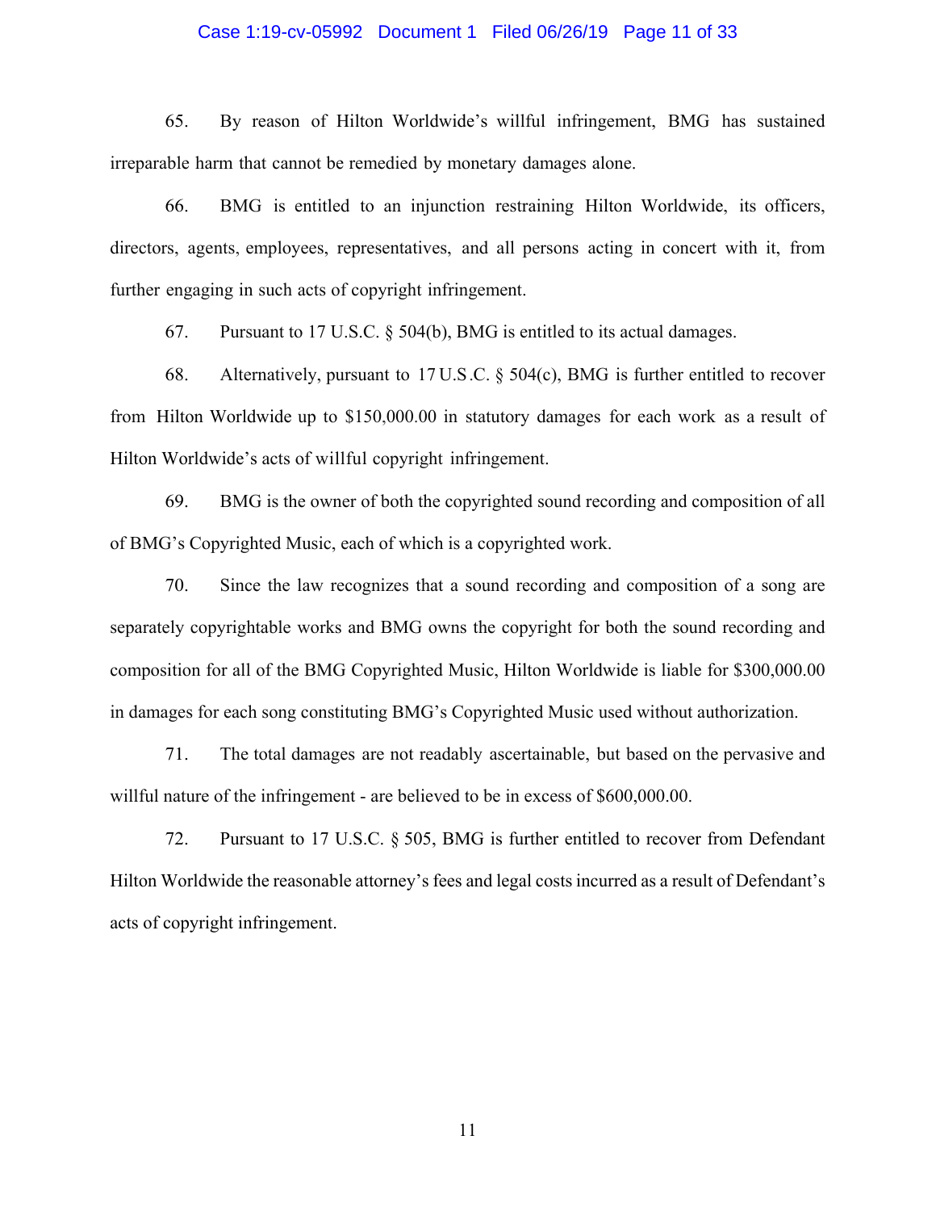65. By reason of Hilton Worldwide's willful infringement, BMG has sustained irreparable harm that cannot be remedied by monetary damages alone.

66. BMG is entitled to an injunction restraining Hilton Worldwide, its officers, directors, agents, employees, representatives, and all persons acting in concert with it, from further engaging in such acts of copyright infringement.

67. Pursuant to 17 U.S.C. § 504(b), BMG is entitled to its actual damages.

68. Alternatively, pursuant to 17 U.S.C. § 504(c), BMG is further entitled to recover from Hilton Worldwide up to $150,000.00 in statutory damages for each work as a result of Hilton Worldwide's acts of willful copyright infringement.

69. BMG is the owner of both the copyrighted sound recording and composition of all of BMG's Copyrighted Music, each of which is a copyrighted work.

70. Since the law recognizes that a sound recording and composition of a song are separately copyrightable works and BMG owns the copyright for both the sound recording and composition for all of the BMG Copyrighted Music, Hilton Worldwide is liable for $300,000.00 in damages for each song constituting BMG's Copyrighted Music used without authorization.

71. The total damages are not readably ascertainable, but based on the pervasive and willful nature of the infringement - are believed to be in excess of $600,000.00.

72. Pursuant to 17 U.S.C. § 505, BMG is further entitled to recover from Defendant Hilton Worldwide the reasonable attorney's fees and legal costs incurred as a result of Defendant's acts of copyright infringement.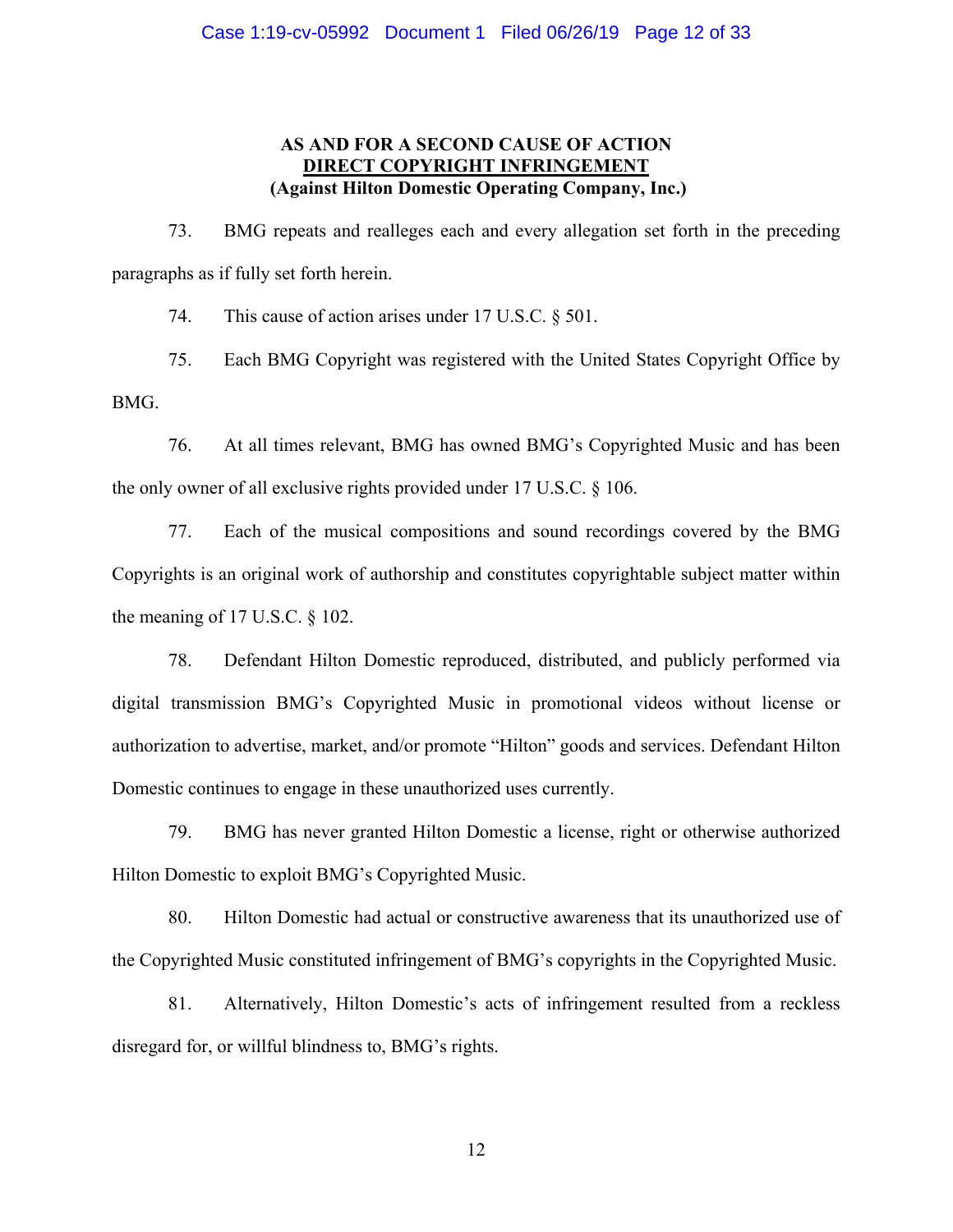**AS AND FOR A SECOND CAUSE OF ACTION**
**DIRECT COPYRIGHT INFRINGEMENT**
**(Against Hilton Domestic Operating Company, Inc.)**

73. BMG repeats and realleges each and every allegation set forth in the preceding paragraphs as if fully set forth herein.

74. This cause of action arises under 17 U.S.C. § 501.

75. Each BMG Copyright was registered with the United States Copyright Office by BMG.

76. At all times relevant, BMG has owned BMG's Copyrighted Music and has been the only owner of all exclusive rights provided under 17 U.S.C. § 106.

77. Each of the musical compositions and sound recordings covered by the BMG Copyrights is an original work of authorship and constitutes copyrightable subject matter within the meaning of 17 U.S.C. § 102.

78. Defendant Hilton Domestic reproduced, distributed, and publicly performed via digital transmission BMG's Copyrighted Music in promotional videos without license or authorization to advertise, market, and/or promote "Hilton" goods and services. Defendant Hilton Domestic continues to engage in these unauthorized uses currently.

79. BMG has never granted Hilton Domestic a license, right or otherwise authorized Hilton Domestic to exploit BMG's Copyrighted Music.

80. Hilton Domestic had actual or constructive awareness that its unauthorized use of the Copyrighted Music constituted infringement of BMG's copyrights in the Copyrighted Music.

81. Alternatively, Hilton Domestic's acts of infringement resulted from a reckless disregard for, or willful blindness to, BMG's rights.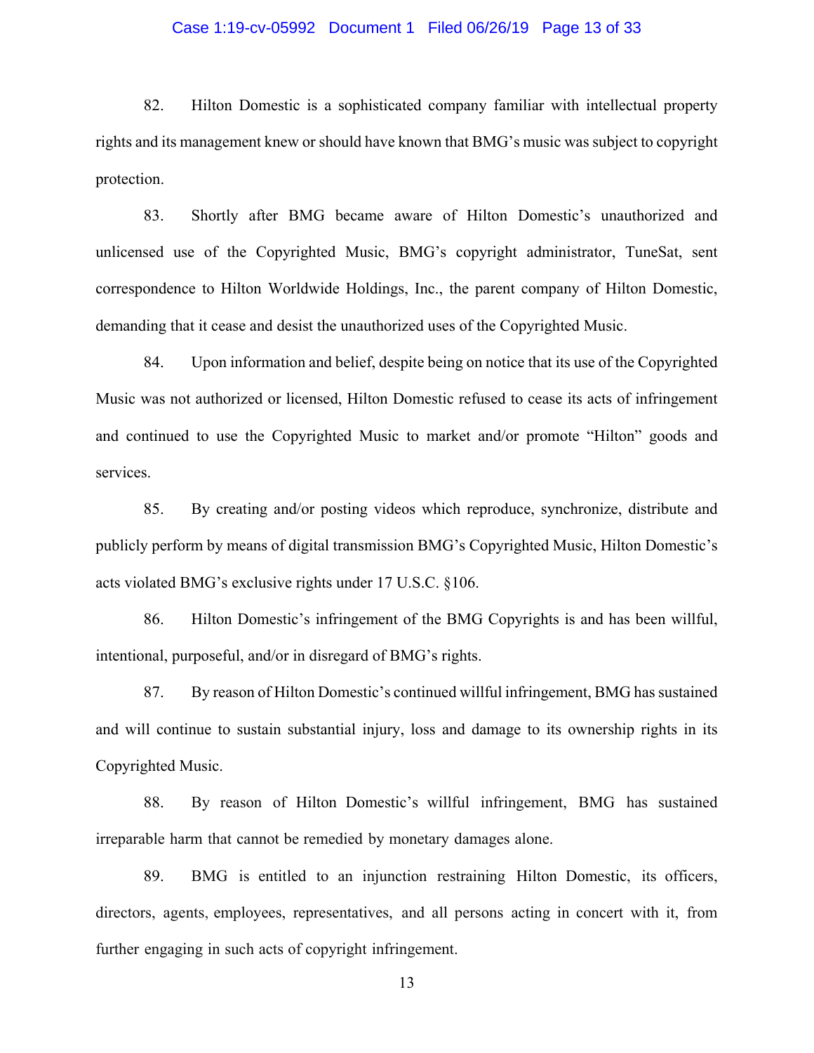82. Hilton Domestic is a sophisticated company familiar with intellectual property rights and its management knew or should have known that BMG's music was subject to copyright protection.

83. Shortly after BMG became aware of Hilton Domestic's unauthorized and unlicensed use of the Copyrighted Music, BMG's copyright administrator, TuneSat, sent correspondence to Hilton Worldwide Holdings, Inc., the parent company of Hilton Domestic, demanding that it cease and desist the unauthorized uses of the Copyrighted Music.

84. Upon information and belief, despite being on notice that its use of the Copyrighted Music was not authorized or licensed, Hilton Domestic refused to cease its acts of infringement and continued to use the Copyrighted Music to market and/or promote "Hilton" goods and services.

85. By creating and/or posting videos which reproduce, synchronize, distribute and publicly perform by means of digital transmission BMG's Copyrighted Music, Hilton Domestic's acts violated BMG's exclusive rights under 17 U.S.C. §106.

86. Hilton Domestic's infringement of the BMG Copyrights is and has been willful, intentional, purposeful, and/or in disregard of BMG's rights.

87. By reason of Hilton Domestic's continued willful infringement, BMG has sustained and will continue to sustain substantial injury, loss and damage to its ownership rights in its Copyrighted Music.

88. By reason of Hilton Domestic's willful infringement, BMG has sustained irreparable harm that cannot be remedied by monetary damages alone.

89. BMG is entitled to an injunction restraining Hilton Domestic, its officers, directors, agents, employees, representatives, and all persons acting in concert with it, from further engaging in such acts of copyright infringement.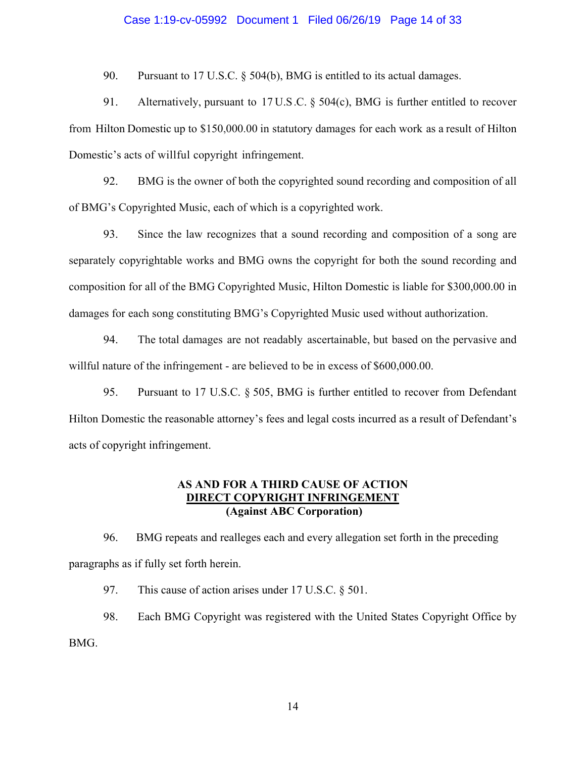90. Pursuant to 17 U.S.C. § 504(b), BMG is entitled to its actual damages.

91. Alternatively, pursuant to 17 U.S.C. § 504(c), BMG is further entitled to recover from Hilton Domestic up to $150,000.00 in statutory damages for each work as a result of Hilton Domestic's acts of willful copyright infringement.

92. BMG is the owner of both the copyrighted sound recording and composition of all of BMG's Copyrighted Music, each of which is a copyrighted work.

93. Since the law recognizes that a sound recording and composition of a song are separately copyrightable works and BMG owns the copyright for both the sound recording and composition for all of the BMG Copyrighted Music, Hilton Domestic is liable for $300,000.00 in damages for each song constituting BMG's Copyrighted Music used without authorization.

94. The total damages are not readably ascertainable, but based on the pervasive and willful nature of the infringement - are believed to be in excess of $600,000.00.

95. Pursuant to 17 U.S.C. § 505, BMG is further entitled to recover from Defendant Hilton Domestic the reasonable attorney's fees and legal costs incurred as a result of Defendant's acts of copyright infringement.

**AS AND FOR A THIRD CAUSE OF ACTION**
**DIRECT COPYRIGHT INFRINGEMENT**
**(Against ABC Corporation)**

96. BMG repeats and realleges each and every allegation set forth in the preceding paragraphs as if fully set forth herein.

97. This cause of action arises under 17 U.S.C. § 501.

98. Each BMG Copyright was registered with the United States Copyright Office by BMG.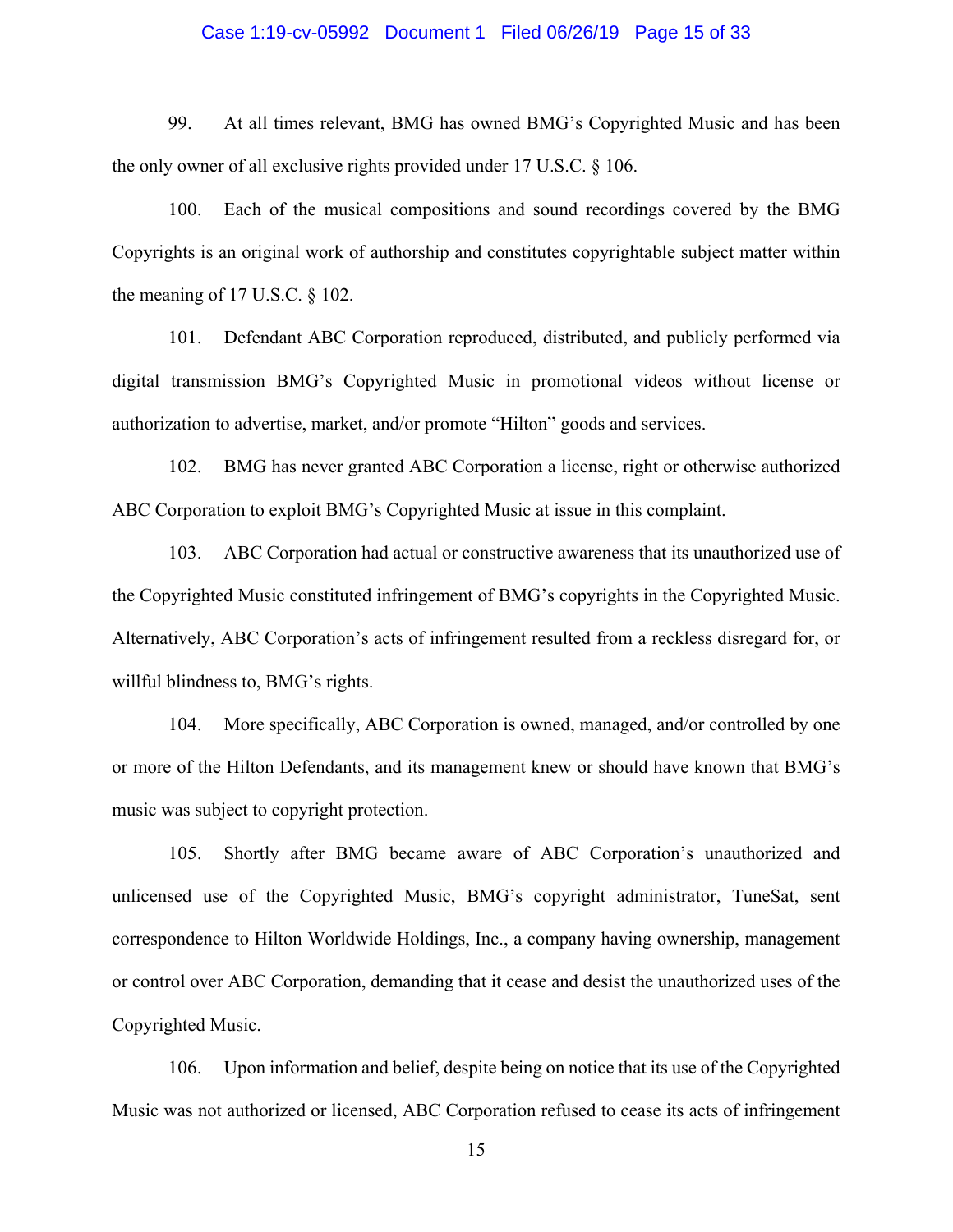99. At all times relevant, BMG has owned BMG's Copyrighted Music and has been the only owner of all exclusive rights provided under 17 U.S.C. § 106.

100. Each of the musical compositions and sound recordings covered by the BMG Copyrights is an original work of authorship and constitutes copyrightable subject matter within the meaning of 17 U.S.C. § 102.

101. Defendant ABC Corporation reproduced, distributed, and publicly performed via digital transmission BMG's Copyrighted Music in promotional videos without license or authorization to advertise, market, and/or promote "Hilton" goods and services.

102. BMG has never granted ABC Corporation a license, right or otherwise authorized ABC Corporation to exploit BMG's Copyrighted Music at issue in this complaint.

103. ABC Corporation had actual or constructive awareness that its unauthorized use of the Copyrighted Music constituted infringement of BMG's copyrights in the Copyrighted Music. Alternatively, ABC Corporation's acts of infringement resulted from a reckless disregard for, or willful blindness to, BMG's rights.

104. More specifically, ABC Corporation is owned, managed, and/or controlled by one or more of the Hilton Defendants, and its management knew or should have known that BMG's music was subject to copyright protection.

105. Shortly after BMG became aware of ABC Corporation's unauthorized and unlicensed use of the Copyrighted Music, BMG's copyright administrator, TuneSat, sent correspondence to Hilton Worldwide Holdings, Inc., a company having ownership, management or control over ABC Corporation, demanding that it cease and desist the unauthorized uses of the Copyrighted Music.

106. Upon information and belief, despite being on notice that its use of the Copyrighted Music was not authorized or licensed, ABC Corporation refused to cease its acts of infringement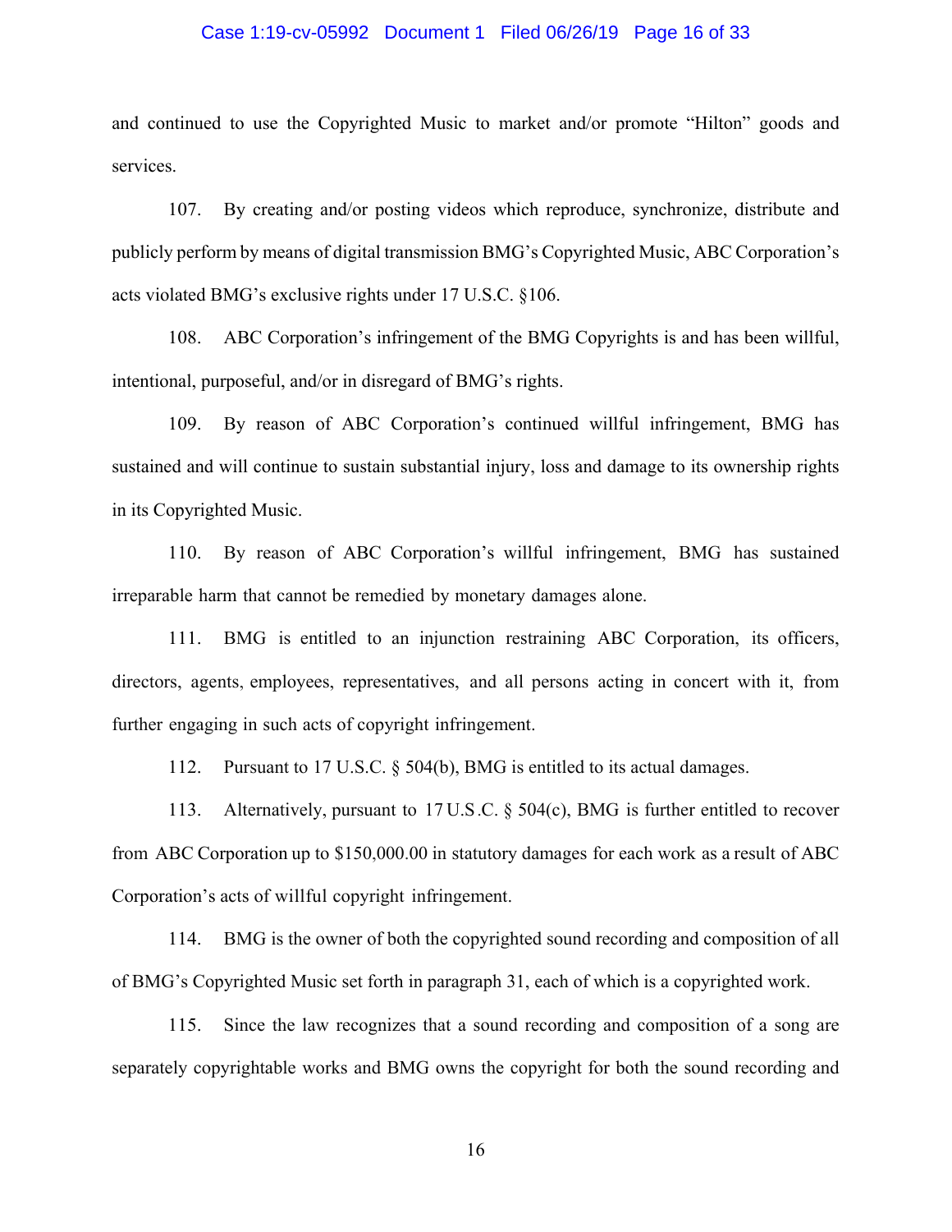and continued to use the Copyrighted Music to market and/or promote "Hilton" goods and services.

107. By creating and/or posting videos which reproduce, synchronize, distribute and publicly perform by means of digital transmission BMG's Copyrighted Music, ABC Corporation's acts violated BMG's exclusive rights under 17 U.S.C. §106.

108. ABC Corporation's infringement of the BMG Copyrights is and has been willful, intentional, purposeful, and/or in disregard of BMG's rights.

109. By reason of ABC Corporation's continued willful infringement, BMG has sustained and will continue to sustain substantial injury, loss and damage to its ownership rights in its Copyrighted Music.

110. By reason of ABC Corporation's willful infringement, BMG has sustained irreparable harm that cannot be remedied by monetary damages alone.

111. BMG is entitled to an injunction restraining ABC Corporation, its officers, directors, agents, employees, representatives, and all persons acting in concert with it, from further engaging in such acts of copyright infringement.

112. Pursuant to 17 U.S.C. § 504(b), BMG is entitled to its actual damages.

113. Alternatively, pursuant to 17 U.S.C. § 504(c), BMG is further entitled to recover from ABC Corporation up to $150,000.00 in statutory damages for each work as a result of ABC Corporation's acts of willful copyright infringement.

114. BMG is the owner of both the copyrighted sound recording and composition of all of BMG's Copyrighted Music set forth in paragraph 31, each of which is a copyrighted work.

115. Since the law recognizes that a sound recording and composition of a song are separately copyrightable works and BMG owns the copyright for both the sound recording and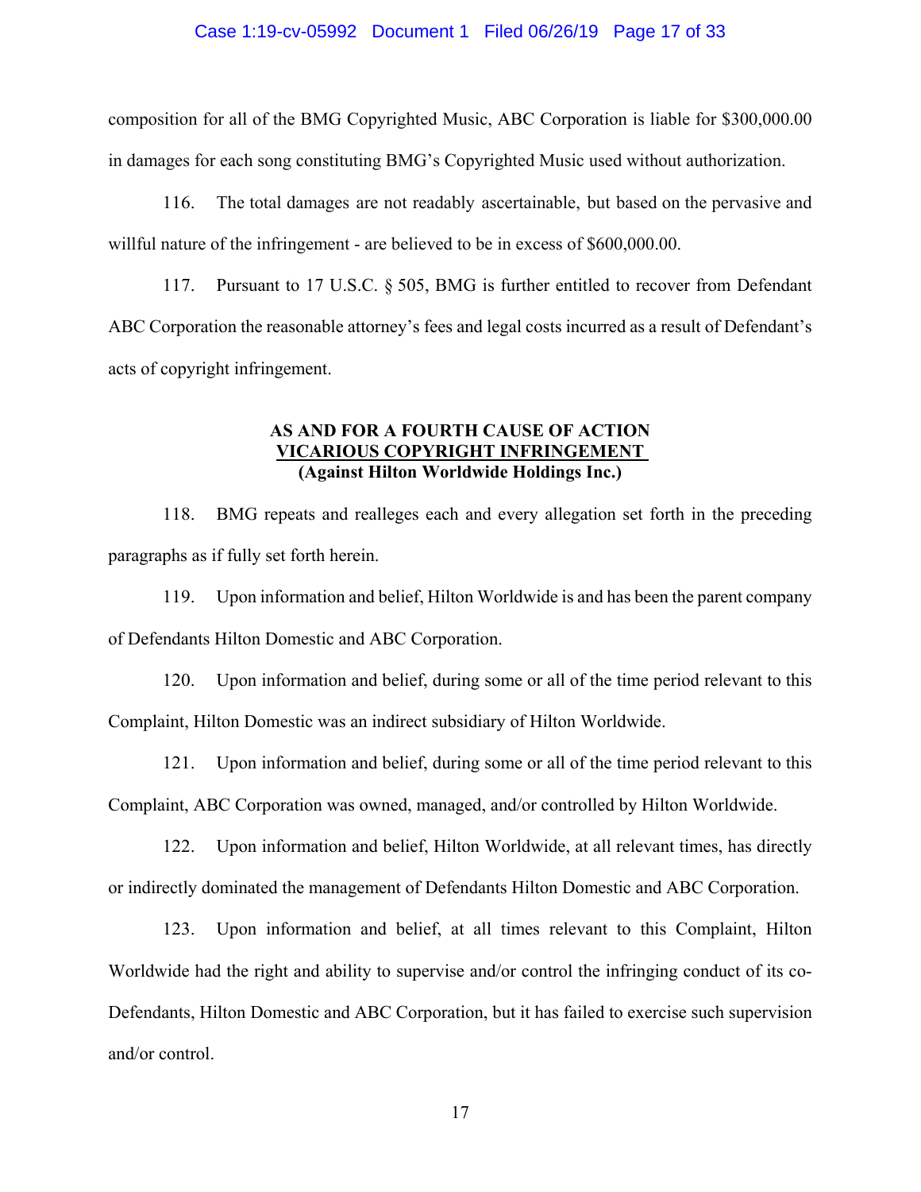composition for all of the BMG Copyrighted Music, ABC Corporation is liable for $300,000.00 in damages for each song constituting BMG's Copyrighted Music used without authorization.

116. The total damages are not readably ascertainable, but based on the pervasive and willful nature of the infringement - are believed to be in excess of $600,000.00.

117. Pursuant to 17 U.S.C. § 505, BMG is further entitled to recover from Defendant ABC Corporation the reasonable attorney's fees and legal costs incurred as a result of Defendant's acts of copyright infringement.

**AS AND FOR A FOURTH CAUSE OF ACTION**
**VICARIOUS COPYRIGHT INFRINGEMENT**
**(Against Hilton Worldwide Holdings Inc.)**

118. BMG repeats and realleges each and every allegation set forth in the preceding paragraphs as if fully set forth herein.

119. Upon information and belief, Hilton Worldwide is and has been the parent company of Defendants Hilton Domestic and ABC Corporation.

120. Upon information and belief, during some or all of the time period relevant to this Complaint, Hilton Domestic was an indirect subsidiary of Hilton Worldwide.

121. Upon information and belief, during some or all of the time period relevant to this Complaint, ABC Corporation was owned, managed, and/or controlled by Hilton Worldwide.

122. Upon information and belief, Hilton Worldwide, at all relevant times, has directly or indirectly dominated the management of Defendants Hilton Domestic and ABC Corporation.

123. Upon information and belief, at all times relevant to this Complaint, Hilton Worldwide had the right and ability to supervise and/or control the infringing conduct of its co-Defendants, Hilton Domestic and ABC Corporation, but it has failed to exercise such supervision and/or control.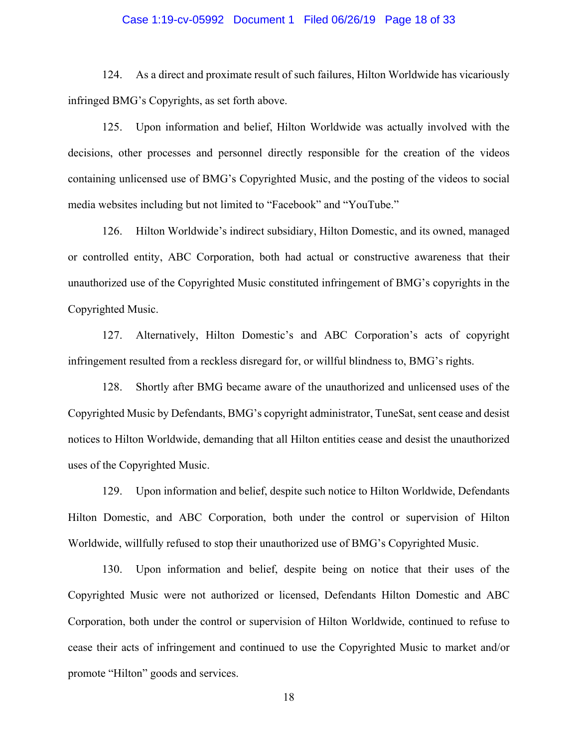124. As a direct and proximate result of such failures, Hilton Worldwide has vicariously infringed BMG's Copyrights, as set forth above.

125. Upon information and belief, Hilton Worldwide was actually involved with the decisions, other processes and personnel directly responsible for the creation of the videos containing unlicensed use of BMG's Copyrighted Music, and the posting of the videos to social media websites including but not limited to "Facebook" and "YouTube."

126. Hilton Worldwide's indirect subsidiary, Hilton Domestic, and its owned, managed or controlled entity, ABC Corporation, both had actual or constructive awareness that their unauthorized use of the Copyrighted Music constituted infringement of BMG's copyrights in the Copyrighted Music.

127. Alternatively, Hilton Domestic's and ABC Corporation's acts of copyright infringement resulted from a reckless disregard for, or willful blindness to, BMG's rights.

128. Shortly after BMG became aware of the unauthorized and unlicensed uses of the Copyrighted Music by Defendants, BMG's copyright administrator, TuneSat, sent cease and desist notices to Hilton Worldwide, demanding that all Hilton entities cease and desist the unauthorized uses of the Copyrighted Music.

129. Upon information and belief, despite such notice to Hilton Worldwide, Defendants Hilton Domestic, and ABC Corporation, both under the control or supervision of Hilton Worldwide, willfully refused to stop their unauthorized use of BMG's Copyrighted Music.

130. Upon information and belief, despite being on notice that their uses of the Copyrighted Music were not authorized or licensed, Defendants Hilton Domestic and ABC Corporation, both under the control or supervision of Hilton Worldwide, continued to refuse to cease their acts of infringement and continued to use the Copyrighted Music to market and/or promote "Hilton" goods and services.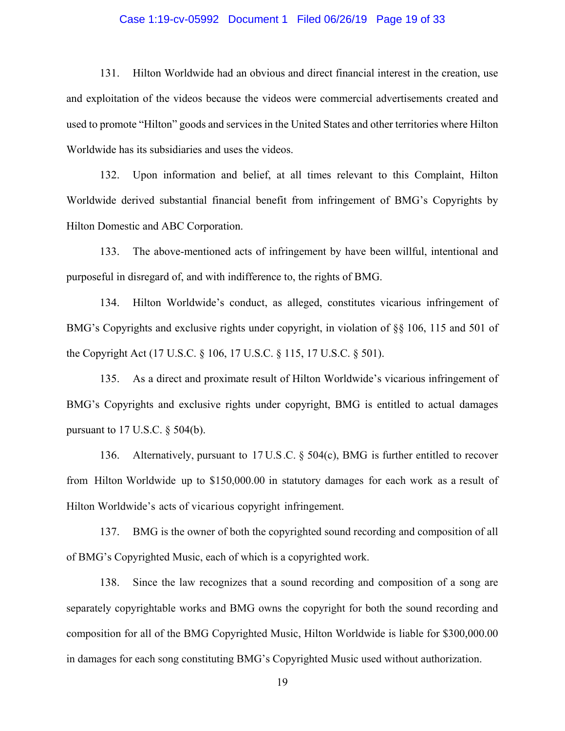131. Hilton Worldwide had an obvious and direct financial interest in the creation, use and exploitation of the videos because the videos were commercial advertisements created and used to promote "Hilton" goods and services in the United States and other territories where Hilton Worldwide has its subsidiaries and uses the videos.

132. Upon information and belief, at all times relevant to this Complaint, Hilton Worldwide derived substantial financial benefit from infringement of BMG's Copyrights by Hilton Domestic and ABC Corporation.

133. The above-mentioned acts of infringement by have been willful, intentional and purposeful in disregard of, and with indifference to, the rights of BMG.

134. Hilton Worldwide's conduct, as alleged, constitutes vicarious infringement of BMG's Copyrights and exclusive rights under copyright, in violation of §§ 106, 115 and 501 of the Copyright Act (17 U.S.C. § 106, 17 U.S.C. § 115, 17 U.S.C. § 501).

135. As a direct and proximate result of Hilton Worldwide's vicarious infringement of BMG's Copyrights and exclusive rights under copyright, BMG is entitled to actual damages pursuant to 17 U.S.C. § 504(b).

136. Alternatively, pursuant to 17 U.S.C. § 504(c), BMG is further entitled to recover from Hilton Worldwide up to $150,000.00 in statutory damages for each work as a result of Hilton Worldwide's acts of vicarious copyright infringement.

137. BMG is the owner of both the copyrighted sound recording and composition of all of BMG's Copyrighted Music, each of which is a copyrighted work.

138. Since the law recognizes that a sound recording and composition of a song are separately copyrightable works and BMG owns the copyright for both the sound recording and composition for all of the BMG Copyrighted Music, Hilton Worldwide is liable for $300,000.00 in damages for each song constituting BMG's Copyrighted Music used without authorization.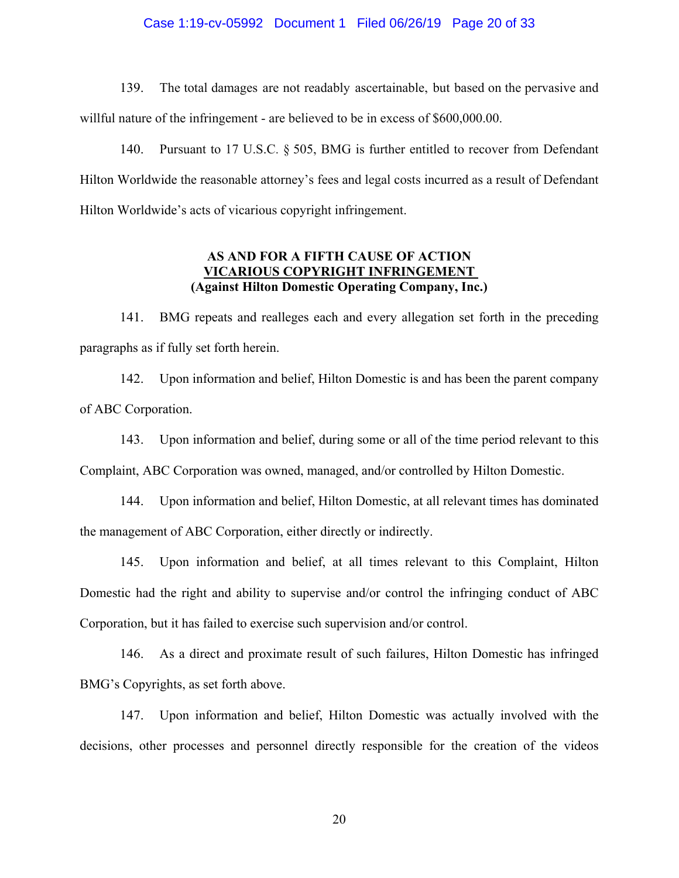139. The total damages are not readably ascertainable, but based on the pervasive and willful nature of the infringement - are believed to be in excess of $600,000.00.

140. Pursuant to 17 U.S.C. § 505, BMG is further entitled to recover from Defendant Hilton Worldwide the reasonable attorney's fees and legal costs incurred as a result of Defendant Hilton Worldwide's acts of vicarious copyright infringement.

**AS AND FOR A FIFTH CAUSE OF ACTION**
**VICARIOUS COPYRIGHT INFRINGEMENT**
**(Against Hilton Domestic Operating Company, Inc.)**

141. BMG repeats and realleges each and every allegation set forth in the preceding paragraphs as if fully set forth herein.

142. Upon information and belief, Hilton Domestic is and has been the parent company of ABC Corporation.

143. Upon information and belief, during some or all of the time period relevant to this Complaint, ABC Corporation was owned, managed, and/or controlled by Hilton Domestic.

144. Upon information and belief, Hilton Domestic, at all relevant times has dominated the management of ABC Corporation, either directly or indirectly.

145. Upon information and belief, at all times relevant to this Complaint, Hilton Domestic had the right and ability to supervise and/or control the infringing conduct of ABC Corporation, but it has failed to exercise such supervision and/or control.

146. As a direct and proximate result of such failures, Hilton Domestic has infringed BMG's Copyrights, as set forth above.

147. Upon information and belief, Hilton Domestic was actually involved with the decisions, other processes and personnel directly responsible for the creation of the videos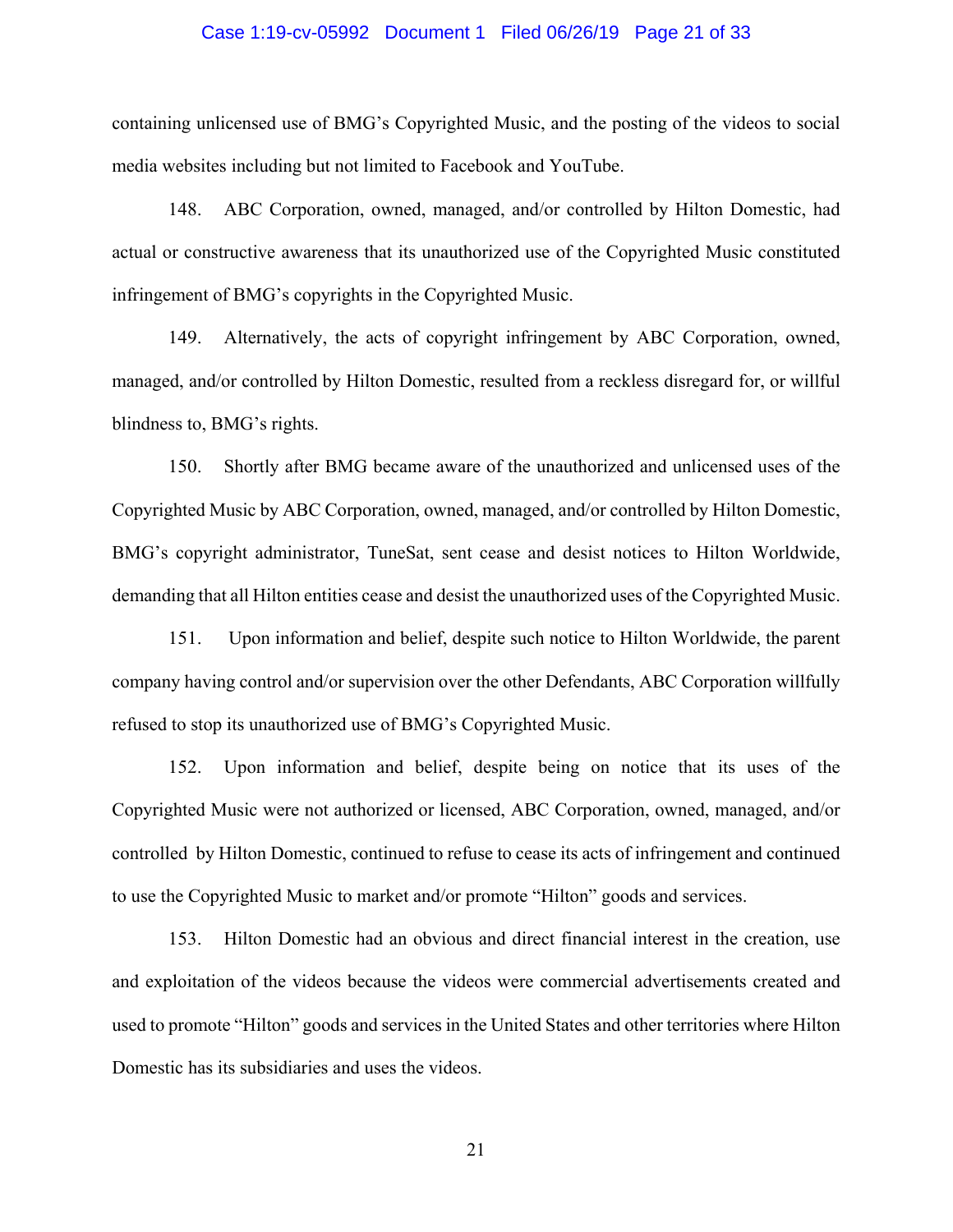containing unlicensed use of BMG's Copyrighted Music, and the posting of the videos to social media websites including but not limited to Facebook and YouTube.

148. ABC Corporation, owned, managed, and/or controlled by Hilton Domestic, had actual or constructive awareness that its unauthorized use of the Copyrighted Music constituted infringement of BMG's copyrights in the Copyrighted Music.

149. Alternatively, the acts of copyright infringement by ABC Corporation, owned, managed, and/or controlled by Hilton Domestic, resulted from a reckless disregard for, or willful blindness to, BMG's rights.

150. Shortly after BMG became aware of the unauthorized and unlicensed uses of the Copyrighted Music by ABC Corporation, owned, managed, and/or controlled by Hilton Domestic, BMG's copyright administrator, TuneSat, sent cease and desist notices to Hilton Worldwide, demanding that all Hilton entities cease and desist the unauthorized uses of the Copyrighted Music.

151. Upon information and belief, despite such notice to Hilton Worldwide, the parent company having control and/or supervision over the other Defendants, ABC Corporation willfully refused to stop its unauthorized use of BMG's Copyrighted Music.

152. Upon information and belief, despite being on notice that its uses of the Copyrighted Music were not authorized or licensed, ABC Corporation, owned, managed, and/or controlled by Hilton Domestic, continued to refuse to cease its acts of infringement and continued to use the Copyrighted Music to market and/or promote "Hilton" goods and services.

153. Hilton Domestic had an obvious and direct financial interest in the creation, use and exploitation of the videos because the videos were commercial advertisements created and used to promote "Hilton" goods and services in the United States and other territories where Hilton Domestic has its subsidiaries and uses the videos.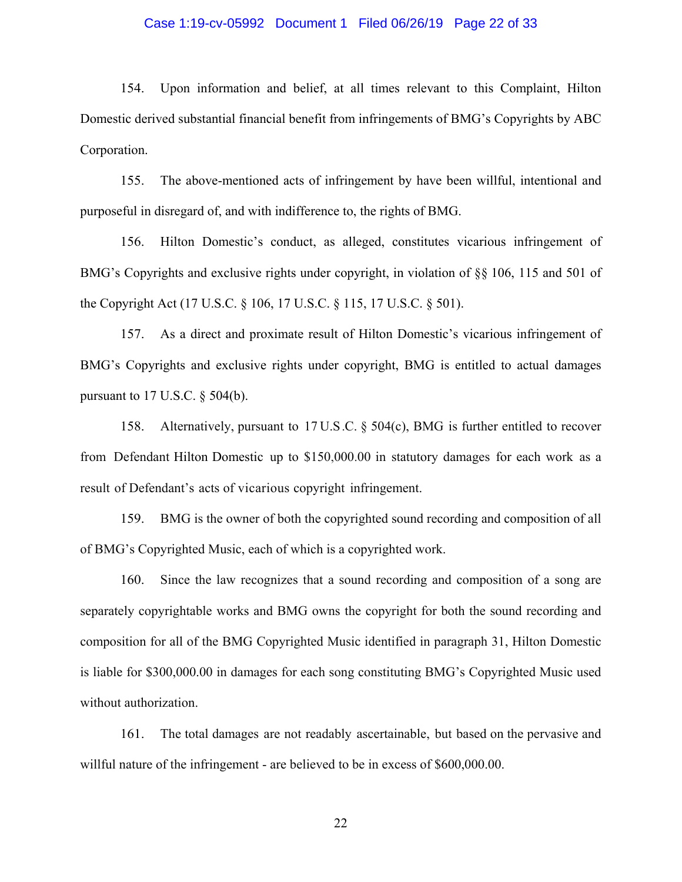154. Upon information and belief, at all times relevant to this Complaint, Hilton Domestic derived substantial financial benefit from infringements of BMG's Copyrights by ABC Corporation.

155. The above-mentioned acts of infringement by have been willful, intentional and purposeful in disregard of, and with indifference to, the rights of BMG.

156. Hilton Domestic's conduct, as alleged, constitutes vicarious infringement of BMG's Copyrights and exclusive rights under copyright, in violation of §§ 106, 115 and 501 of the Copyright Act (17 U.S.C. § 106, 17 U.S.C. § 115, 17 U.S.C. § 501).

157. As a direct and proximate result of Hilton Domestic's vicarious infringement of BMG's Copyrights and exclusive rights under copyright, BMG is entitled to actual damages pursuant to 17 U.S.C. § 504(b).

158. Alternatively, pursuant to 17 U.S.C. § 504(c), BMG is further entitled to recover from Defendant Hilton Domestic up to $150,000.00 in statutory damages for each work as a result of Defendant's acts of vicarious copyright infringement.

159. BMG is the owner of both the copyrighted sound recording and composition of all of BMG's Copyrighted Music, each of which is a copyrighted work.

160. Since the law recognizes that a sound recording and composition of a song are separately copyrightable works and BMG owns the copyright for both the sound recording and composition for all of the BMG Copyrighted Music identified in paragraph 31, Hilton Domestic is liable for $300,000.00 in damages for each song constituting BMG's Copyrighted Music used without authorization.

161. The total damages are not readably ascertainable, but based on the pervasive and willful nature of the infringement - are believed to be in excess of $600,000.00.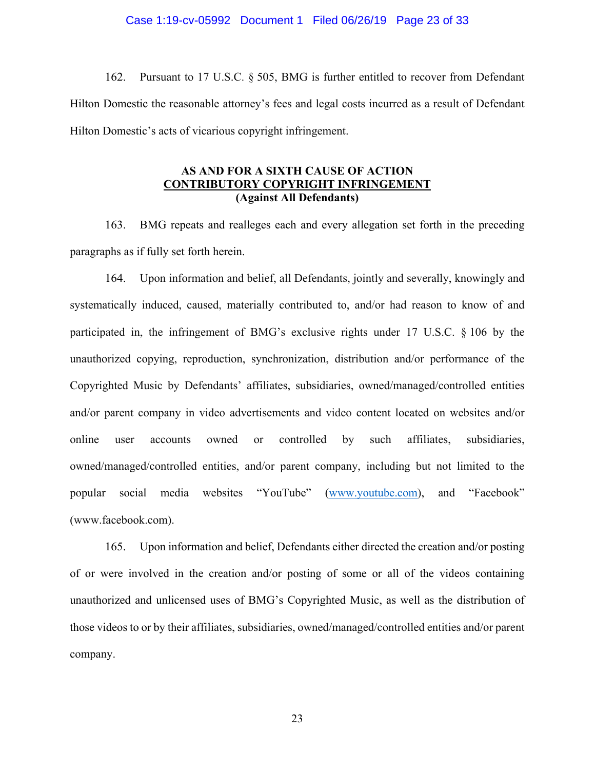162. Pursuant to 17 U.S.C. § 505, BMG is further entitled to recover from Defendant Hilton Domestic the reasonable attorney's fees and legal costs incurred as a result of Defendant Hilton Domestic's acts of vicarious copyright infringement.

**AS AND FOR A SIXTH CAUSE OF ACTION**
**CONTRIBUTORY COPYRIGHT INFRINGEMENT**
**(Against All Defendants)**

163. BMG repeats and realleges each and every allegation set forth in the preceding paragraphs as if fully set forth herein.

164. Upon information and belief, all Defendants, jointly and severally, knowingly and systematically induced, caused, materially contributed to, and/or had reason to know of and participated in, the infringement of BMG's exclusive rights under 17 U.S.C. § 106 by the unauthorized copying, reproduction, synchronization, distribution and/or performance of the Copyrighted Music by Defendants' affiliates, subsidiaries, owned/managed/controlled entities and/or parent company in video advertisements and video content located on websites and/or online user accounts owned or controlled by such affiliates, subsidiaries, owned/managed/controlled entities, and/or parent company, including but not limited to the popular social media websites "YouTube" (www.youtube.com), and "Facebook" (www.facebook.com).

165. Upon information and belief, Defendants either directed the creation and/or posting of or were involved in the creation and/or posting of some or all of the videos containing unauthorized and unlicensed uses of BMG's Copyrighted Music, as well as the distribution of those videos to or by their affiliates, subsidiaries, owned/managed/controlled entities and/or parent company.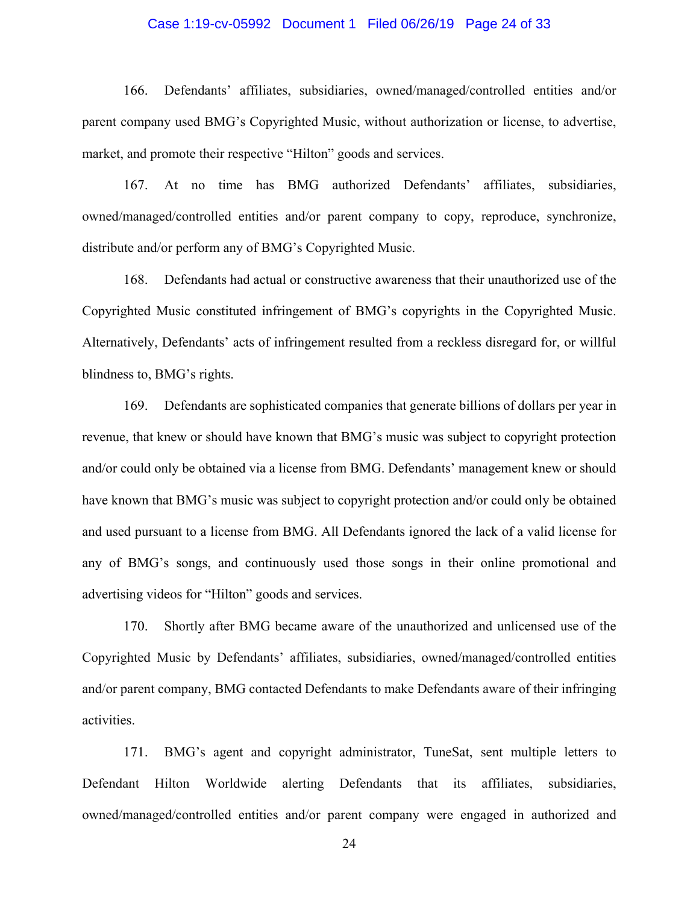166. Defendants' affiliates, subsidiaries, owned/managed/controlled entities and/or parent company used BMG's Copyrighted Music, without authorization or license, to advertise, market, and promote their respective "Hilton" goods and services.

167. At no time has BMG authorized Defendants' affiliates, subsidiaries, owned/managed/controlled entities and/or parent company to copy, reproduce, synchronize, distribute and/or perform any of BMG's Copyrighted Music.

168. Defendants had actual or constructive awareness that their unauthorized use of the Copyrighted Music constituted infringement of BMG's copyrights in the Copyrighted Music. Alternatively, Defendants' acts of infringement resulted from a reckless disregard for, or willful blindness to, BMG's rights.

169. Defendants are sophisticated companies that generate billions of dollars per year in revenue, that knew or should have known that BMG's music was subject to copyright protection and/or could only be obtained via a license from BMG. Defendants' management knew or should have known that BMG's music was subject to copyright protection and/or could only be obtained and used pursuant to a license from BMG. All Defendants ignored the lack of a valid license for any of BMG's songs, and continuously used those songs in their online promotional and advertising videos for "Hilton" goods and services.

170. Shortly after BMG became aware of the unauthorized and unlicensed use of the Copyrighted Music by Defendants' affiliates, subsidiaries, owned/managed/controlled entities and/or parent company, BMG contacted Defendants to make Defendants aware of their infringing activities.

171. BMG's agent and copyright administrator, TuneSat, sent multiple letters to Defendant Hilton Worldwide alerting Defendants that its affiliates, subsidiaries, owned/managed/controlled entities and/or parent company were engaged in authorized and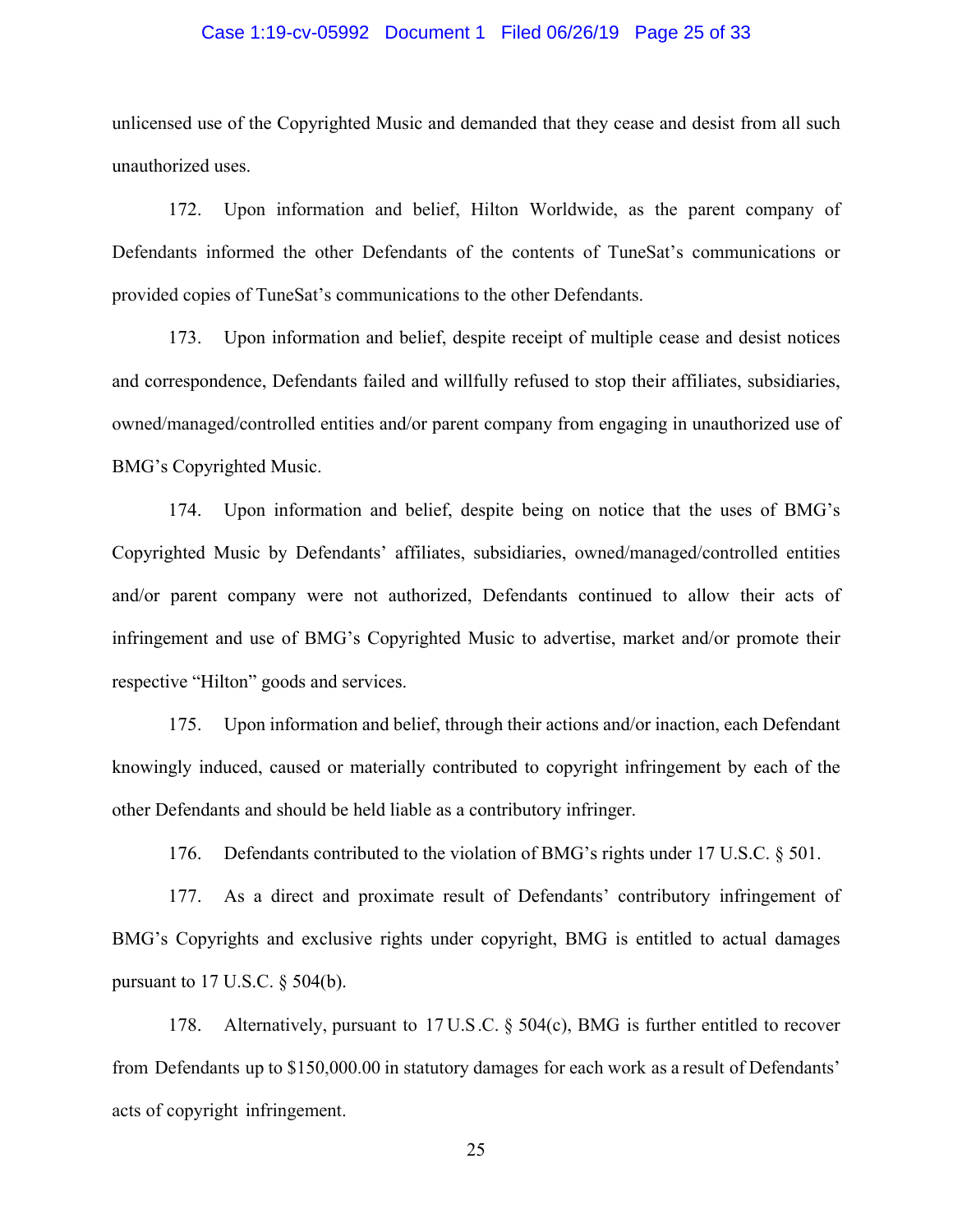unlicensed use of the Copyrighted Music and demanded that they cease and desist from all such unauthorized uses.

172. Upon information and belief, Hilton Worldwide, as the parent company of Defendants informed the other Defendants of the contents of TuneSat's communications or provided copies of TuneSat's communications to the other Defendants.

173. Upon information and belief, despite receipt of multiple cease and desist notices and correspondence, Defendants failed and willfully refused to stop their affiliates, subsidiaries, owned/managed/controlled entities and/or parent company from engaging in unauthorized use of BMG's Copyrighted Music.

174. Upon information and belief, despite being on notice that the uses of BMG's Copyrighted Music by Defendants' affiliates, subsidiaries, owned/managed/controlled entities and/or parent company were not authorized, Defendants continued to allow their acts of infringement and use of BMG's Copyrighted Music to advertise, market and/or promote their respective "Hilton" goods and services.

175. Upon information and belief, through their actions and/or inaction, each Defendant knowingly induced, caused or materially contributed to copyright infringement by each of the other Defendants and should be held liable as a contributory infringer.

176. Defendants contributed to the violation of BMG's rights under 17 U.S.C. § 501.

177. As a direct and proximate result of Defendants' contributory infringement of BMG's Copyrights and exclusive rights under copyright, BMG is entitled to actual damages pursuant to 17 U.S.C. § 504(b).

178. Alternatively, pursuant to 17 U.S.C. § 504(c), BMG is further entitled to recover from Defendants up to $150,000.00 in statutory damages for each work as a result of Defendants' acts of copyright infringement.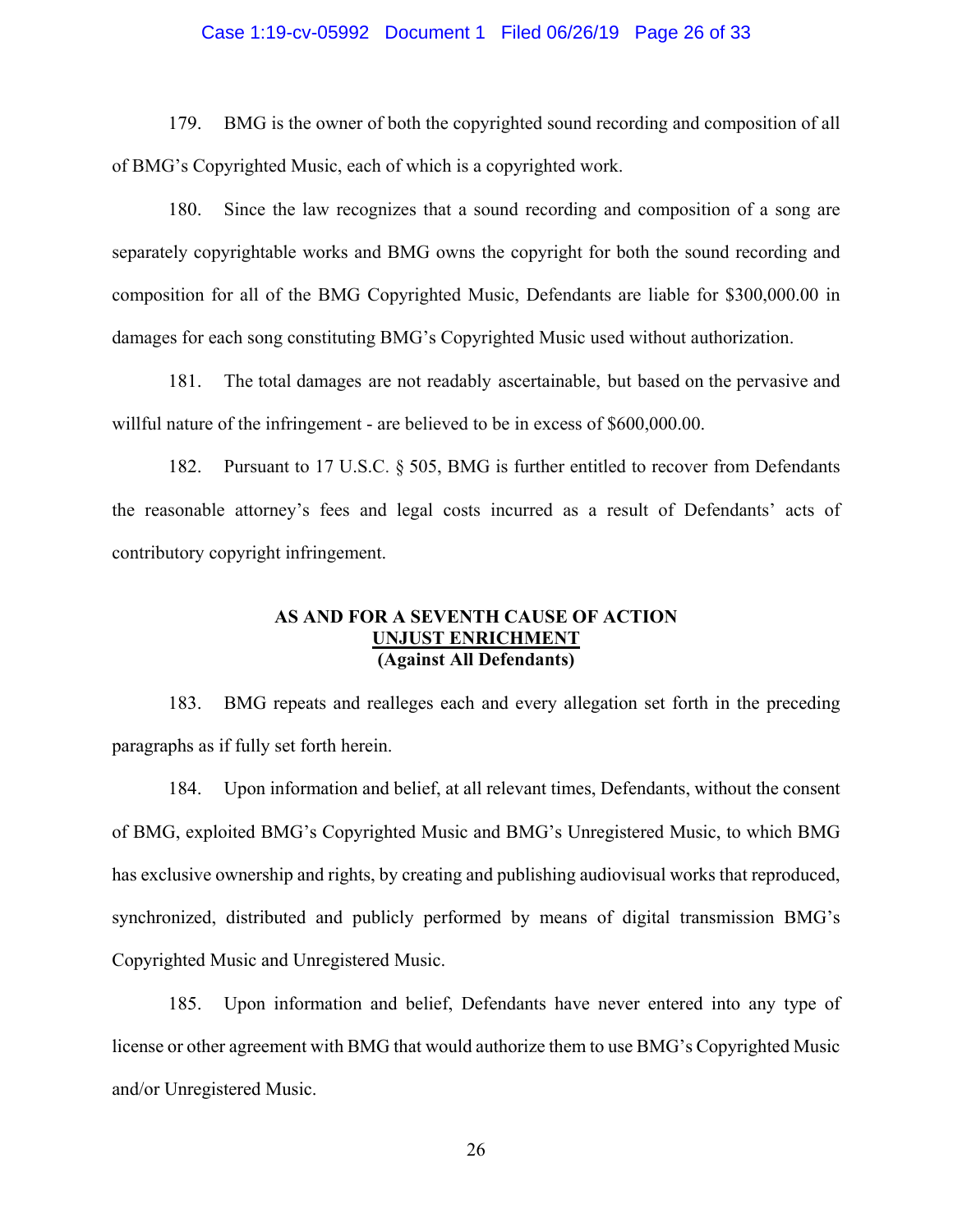179. BMG is the owner of both the copyrighted sound recording and composition of all of BMG's Copyrighted Music, each of which is a copyrighted work.

180. Since the law recognizes that a sound recording and composition of a song are separately copyrightable works and BMG owns the copyright for both the sound recording and composition for all of the BMG Copyrighted Music, Defendants are liable for $300,000.00 in damages for each song constituting BMG's Copyrighted Music used without authorization.

181. The total damages are not readably ascertainable, but based on the pervasive and willful nature of the infringement - are believed to be in excess of $600,000.00.

182. Pursuant to 17 U.S.C. § 505, BMG is further entitled to recover from Defendants the reasonable attorney's fees and legal costs incurred as a result of Defendants' acts of contributory copyright infringement.

**AS AND FOR A SEVENTH CAUSE OF ACTION**
**<u>UNJUST ENRICHMENT</u>**
**(Against All Defendants)**

183. BMG repeats and realleges each and every allegation set forth in the preceding paragraphs as if fully set forth herein.

184. Upon information and belief, at all relevant times, Defendants, without the consent of BMG, exploited BMG's Copyrighted Music and BMG's Unregistered Music, to which BMG has exclusive ownership and rights, by creating and publishing audiovisual works that reproduced, synchronized, distributed and publicly performed by means of digital transmission BMG's Copyrighted Music and Unregistered Music.

185. Upon information and belief, Defendants have never entered into any type of license or other agreement with BMG that would authorize them to use BMG's Copyrighted Music and/or Unregistered Music.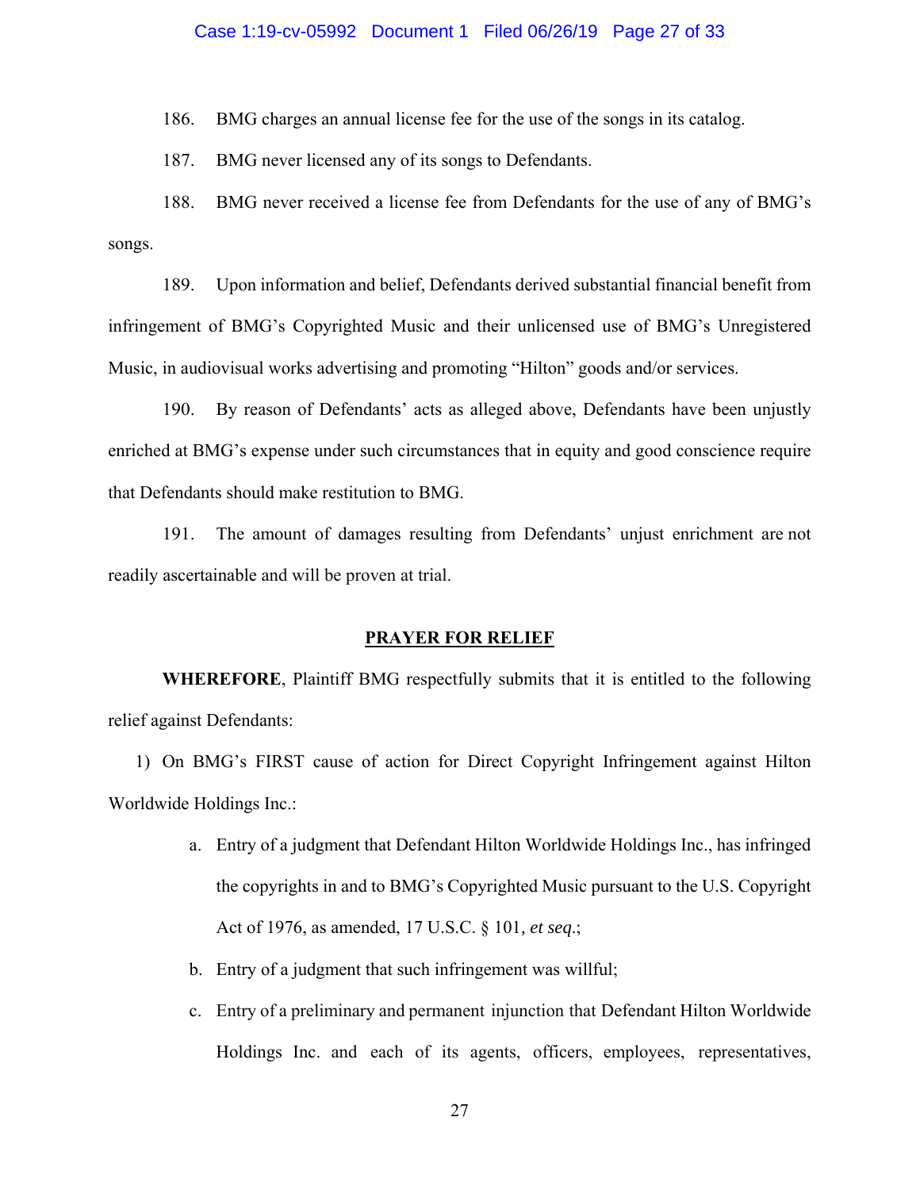186. BMG charges an annual license fee for the use of the songs in its catalog.

187. BMG never licensed any of its songs to Defendants.

188. BMG never received a license fee from Defendants for the use of any of BMG's songs.

189. Upon information and belief, Defendants derived substantial financial benefit from infringement of BMG's Copyrighted Music and their unlicensed use of BMG's Unregistered Music, in audiovisual works advertising and promoting "Hilton" goods and/or services.

190. By reason of Defendants' acts as alleged above, Defendants have been unjustly enriched at BMG's expense under such circumstances that in equity and good conscience require that Defendants should make restitution to BMG.

191. The amount of damages resulting from Defendants' unjust enrichment are not readily ascertainable and will be proven at trial.

## PRAYER FOR RELIEF

**WHEREFORE**, Plaintiff BMG respectfully submits that it is entitled to the following relief against Defendants:

1) On BMG's FIRST cause of action for Direct Copyright Infringement against Hilton Worldwide Holdings Inc.:

   a. Entry of a judgment that Defendant Hilton Worldwide Holdings Inc., has infringed the copyrights in and to BMG's Copyrighted Music pursuant to the U.S. Copyright Act of 1976, as amended, 17 U.S.C. § 101*, et seq*.;

   b. Entry of a judgment that such infringement was willful;

   c. Entry of a preliminary and permanent injunction that Defendant Hilton Worldwide Holdings Inc. and each of its agents, officers, employees, representatives,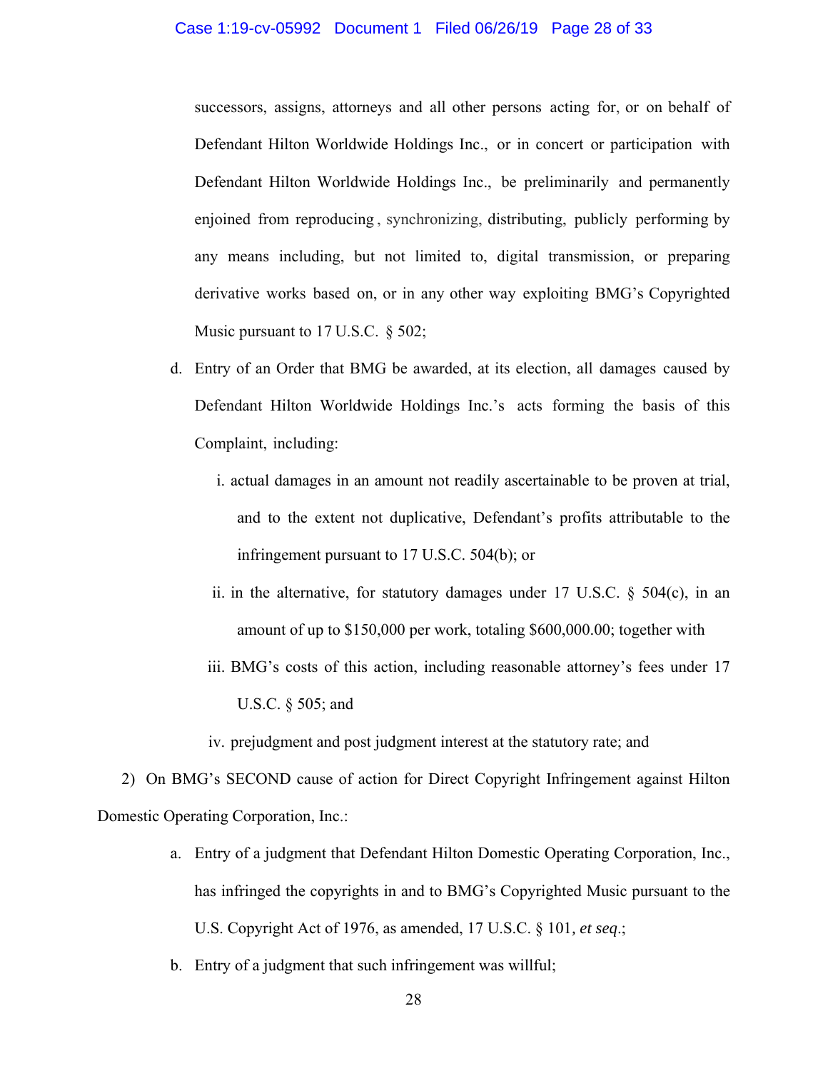successors, assigns, attorneys and all other persons acting for, or on behalf of Defendant Hilton Worldwide Holdings Inc., or in concert or participation with Defendant Hilton Worldwide Holdings Inc., be preliminarily and permanently enjoined from reproducing, synchronizing, distributing, publicly performing by any means including, but not limited to, digital transmission, or preparing derivative works based on, or in any other way exploiting BMG's Copyrighted Music pursuant to 17 U.S.C. § 502;

d. Entry of an Order that BMG be awarded, at its election, all damages caused by Defendant Hilton Worldwide Holdings Inc.'s acts forming the basis of this Complaint, including:

   i. actual damages in an amount not readily ascertainable to be proven at trial, and to the extent not duplicative, Defendant's profits attributable to the infringement pursuant to 17 U.S.C. 504(b); or

   ii. in the alternative, for statutory damages under 17 U.S.C. § 504(c), in an amount of up to $150,000 per work, totaling $600,000.00; together with

   iii. BMG's costs of this action, including reasonable attorney's fees under 17 U.S.C. § 505; and

   iv. prejudgment and post judgment interest at the statutory rate; and

2) On BMG's SECOND cause of action for Direct Copyright Infringement against Hilton Domestic Operating Corporation, Inc.:

a. Entry of a judgment that Defendant Hilton Domestic Operating Corporation, Inc., has infringed the copyrights in and to BMG's Copyrighted Music pursuant to the U.S. Copyright Act of 1976, as amended, 17 U.S.C. § 101, *et seq*.;

b. Entry of a judgment that such infringement was willful;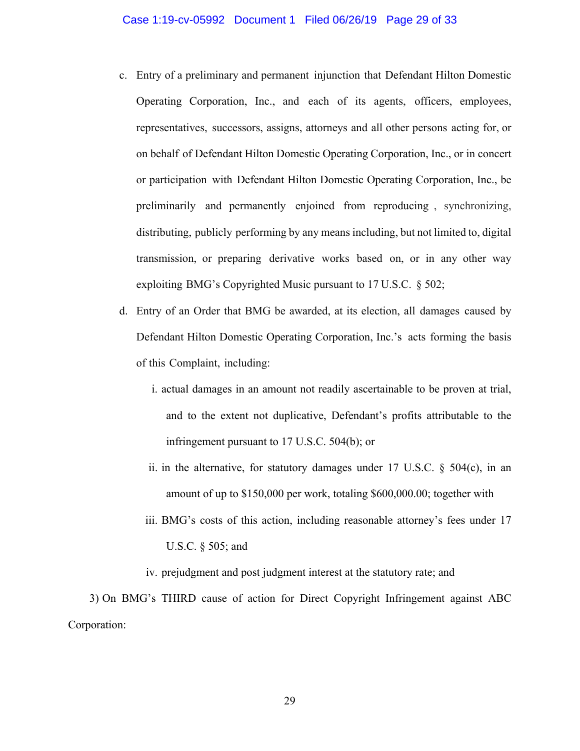c. Entry of a preliminary and permanent injunction that Defendant Hilton Domestic Operating Corporation, Inc., and each of its agents, officers, employees, representatives, successors, assigns, attorneys and all other persons acting for, or on behalf of Defendant Hilton Domestic Operating Corporation, Inc., or in concert or participation with Defendant Hilton Domestic Operating Corporation, Inc., be preliminarily and permanently enjoined from reproducing , synchronizing, distributing, publicly performing by any means including, but not limited to, digital transmission, or preparing derivative works based on, or in any other way exploiting BMG's Copyrighted Music pursuant to 17 U.S.C. § 502;

d. Entry of an Order that BMG be awarded, at its election, all damages caused by Defendant Hilton Domestic Operating Corporation, Inc.'s acts forming the basis of this Complaint, including:

   i. actual damages in an amount not readily ascertainable to be proven at trial, and to the extent not duplicative, Defendant's profits attributable to the infringement pursuant to 17 U.S.C. 504(b); or

   ii. in the alternative, for statutory damages under 17 U.S.C. § 504(c), in an amount of up to $150,000 per work, totaling $600,000.00; together with

   iii. BMG's costs of this action, including reasonable attorney's fees under 17 U.S.C. § 505; and

   iv. prejudgment and post judgment interest at the statutory rate; and

3) On BMG's THIRD cause of action for Direct Copyright Infringement against ABC Corporation: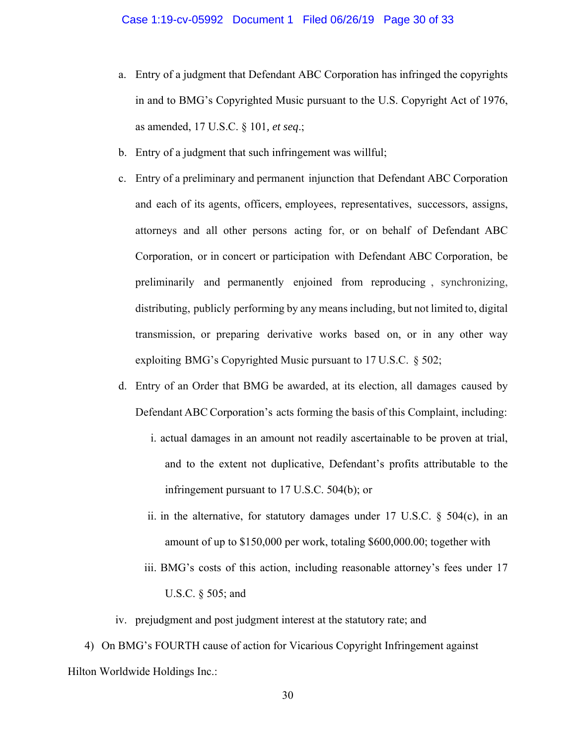a. Entry of a judgment that Defendant ABC Corporation has infringed the copyrights in and to BMG's Copyrighted Music pursuant to the U.S. Copyright Act of 1976, as amended, 17 U.S.C. § 101, *et seq*.;

b. Entry of a judgment that such infringement was willful;

c. Entry of a preliminary and permanent injunction that Defendant ABC Corporation and each of its agents, officers, employees, representatives, successors, assigns, attorneys and all other persons acting for, or on behalf of Defendant ABC Corporation, or in concert or participation with Defendant ABC Corporation, be preliminarily and permanently enjoined from reproducing , synchronizing, distributing, publicly performing by any means including, but not limited to, digital transmission, or preparing derivative works based on, or in any other way exploiting BMG's Copyrighted Music pursuant to 17 U.S.C. § 502;

d. Entry of an Order that BMG be awarded, at its election, all damages caused by Defendant ABC Corporation's acts forming the basis of this Complaint, including:

   i. actual damages in an amount not readily ascertainable to be proven at trial, and to the extent not duplicative, Defendant's profits attributable to the infringement pursuant to 17 U.S.C. 504(b); or

   ii. in the alternative, for statutory damages under 17 U.S.C. § 504(c), in an amount of up to $150,000 per work, totaling $600,000.00; together with

   iii. BMG's costs of this action, including reasonable attorney's fees under 17 U.S.C. § 505; and

iv. prejudgment and post judgment interest at the statutory rate; and

4) On BMG's FOURTH cause of action for Vicarious Copyright Infringement against Hilton Worldwide Holdings Inc.: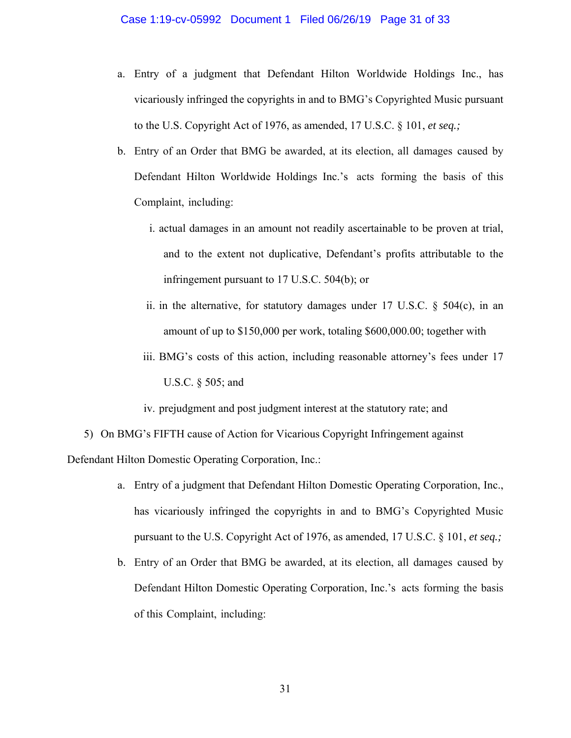a. Entry of a judgment that Defendant Hilton Worldwide Holdings Inc., has vicariously infringed the copyrights in and to BMG's Copyrighted Music pursuant to the U.S. Copyright Act of 1976, as amended, 17 U.S.C. § 101, *et seq.;*

b. Entry of an Order that BMG be awarded, at its election, all damages caused by Defendant Hilton Worldwide Holdings Inc.'s acts forming the basis of this Complaint, including:

   i. actual damages in an amount not readily ascertainable to be proven at trial, and to the extent not duplicative, Defendant's profits attributable to the infringement pursuant to 17 U.S.C. 504(b); or

   ii. in the alternative, for statutory damages under 17 U.S.C. § 504(c), in an amount of up to $150,000 per work, totaling $600,000.00; together with

   iii. BMG's costs of this action, including reasonable attorney's fees under 17 U.S.C. § 505; and

   iv. prejudgment and post judgment interest at the statutory rate; and

5) On BMG's FIFTH cause of Action for Vicarious Copyright Infringement against Defendant Hilton Domestic Operating Corporation, Inc.:

a. Entry of a judgment that Defendant Hilton Domestic Operating Corporation, Inc., has vicariously infringed the copyrights in and to BMG's Copyrighted Music pursuant to the U.S. Copyright Act of 1976, as amended, 17 U.S.C. § 101, *et seq.;*

b. Entry of an Order that BMG be awarded, at its election, all damages caused by Defendant Hilton Domestic Operating Corporation, Inc.'s acts forming the basis of this Complaint, including: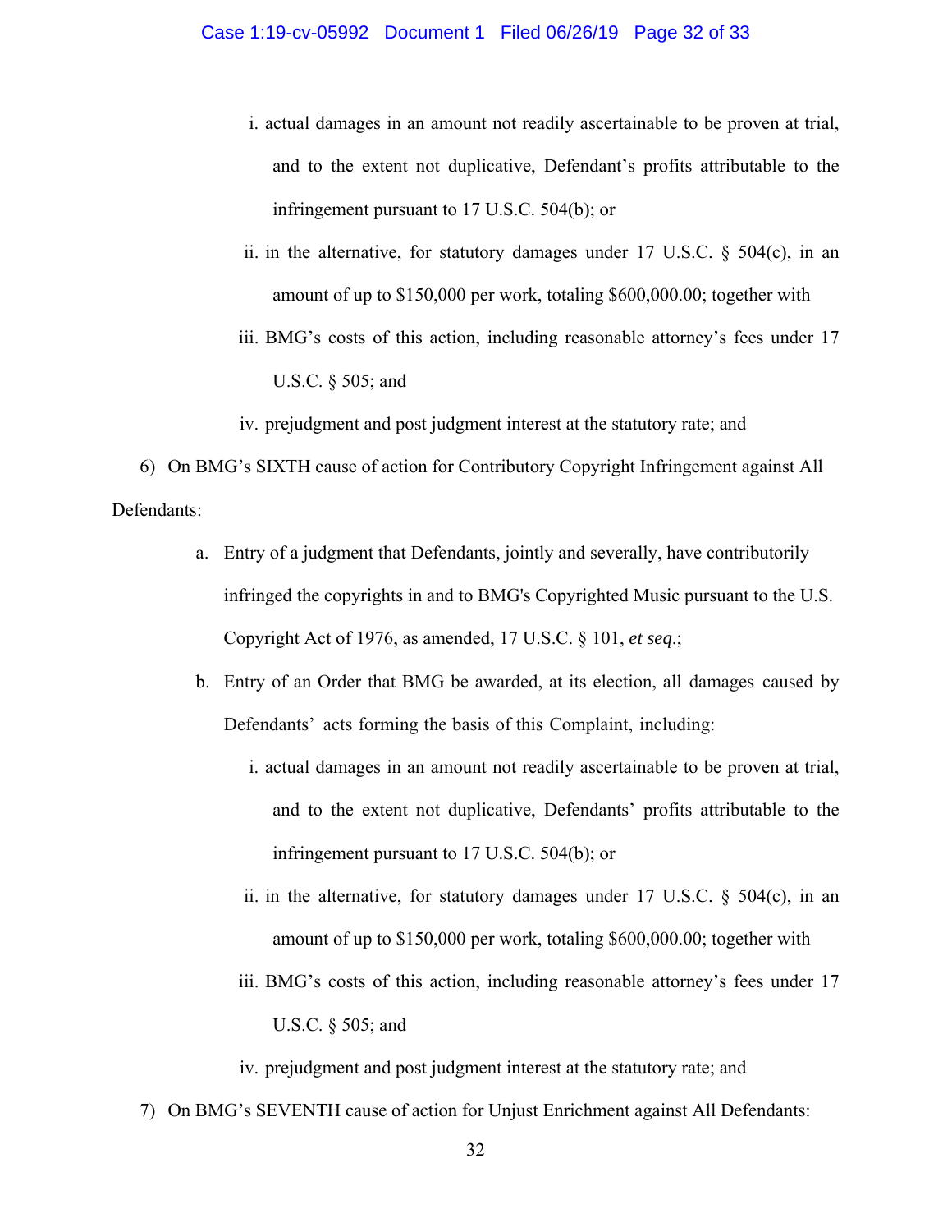i. actual damages in an amount not readily ascertainable to be proven at trial, and to the extent not duplicative, Defendant's profits attributable to the infringement pursuant to 17 U.S.C. 504(b); or

   ii. in the alternative, for statutory damages under 17 U.S.C. § 504(c), in an amount of up to $150,000 per work, totaling $600,000.00; together with

   iii. BMG's costs of this action, including reasonable attorney's fees under 17 U.S.C. § 505; and

   iv. prejudgment and post judgment interest at the statutory rate; and

6) On BMG's SIXTH cause of action for Contributory Copyright Infringement against All Defendants:

   a. Entry of a judgment that Defendants, jointly and severally, have contributorily infringed the copyrights in and to BMG's Copyrighted Music pursuant to the U.S. Copyright Act of 1976, as amended, 17 U.S.C. § 101, *et seq*.;

   b. Entry of an Order that BMG be awarded, at its election, all damages caused by Defendants' acts forming the basis of this Complaint, including:

      i. actual damages in an amount not readily ascertainable to be proven at trial, and to the extent not duplicative, Defendants' profits attributable to the infringement pursuant to 17 U.S.C. 504(b); or

      ii. in the alternative, for statutory damages under 17 U.S.C. § 504(c), in an amount of up to $150,000 per work, totaling $600,000.00; together with

      iii. BMG's costs of this action, including reasonable attorney's fees under 17 U.S.C. § 505; and

      iv. prejudgment and post judgment interest at the statutory rate; and

7) On BMG's SEVENTH cause of action for Unjust Enrichment against All Defendants: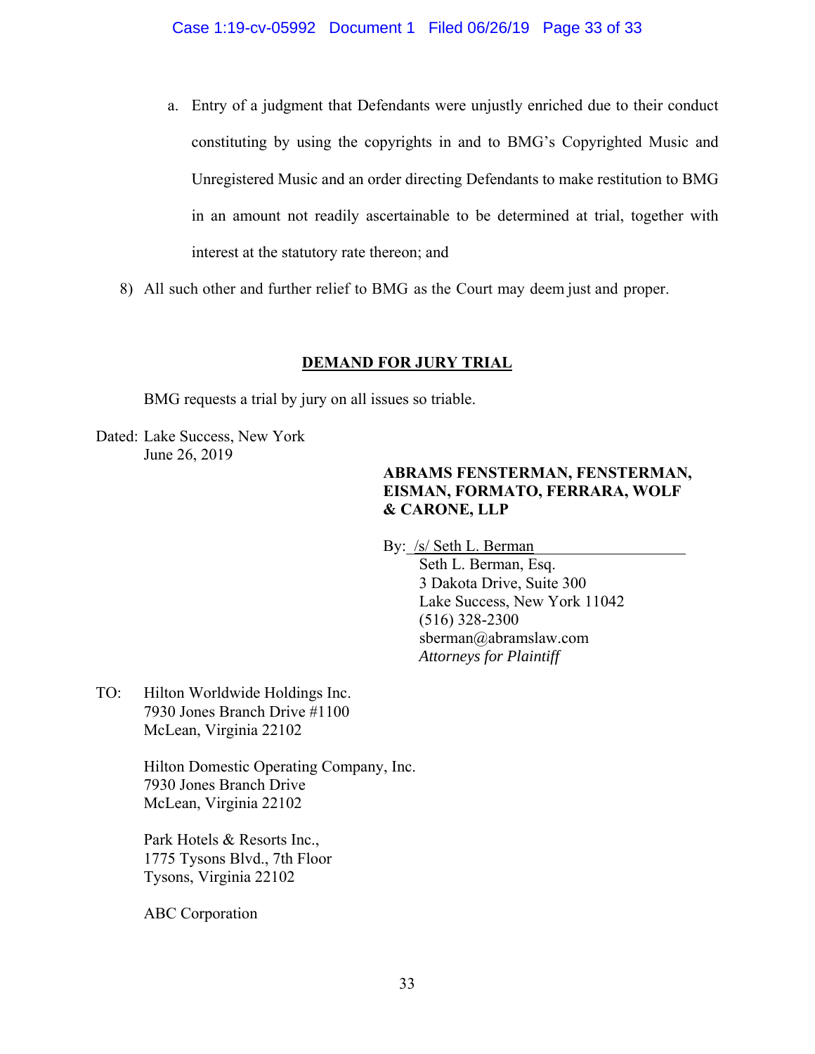a. Entry of a judgment that Defendants were unjustly enriched due to their conduct constituting by using the copyrights in and to BMG's Copyrighted Music and Unregistered Music and an order directing Defendants to make restitution to BMG in an amount not readily ascertainable to be determined at trial, together with interest at the statutory rate thereon; and

8) All such other and further relief to BMG as the Court may deem just and proper.

**DEMAND FOR JURY TRIAL**

BMG requests a trial by jury on all issues so triable.

Dated: Lake Success, New York
June 26, 2019

**ABRAMS FENSTERMAN, FENSTERMAN, EISMAN, FORMATO, FERRARA, WOLF & CARONE, LLP**

By: /s/ Seth L. Berman
Seth L. Berman, Esq.
3 Dakota Drive, Suite 300
Lake Success, New York 11042
(516) 328-2300
sberman@abramslaw.com
*Attorneys for Plaintiff*

TO: Hilton Worldwide Holdings Inc.
7930 Jones Branch Drive #1100
McLean, Virginia 22102

Hilton Domestic Operating Company, Inc.
7930 Jones Branch Drive
McLean, Virginia 22102

Park Hotels & Resorts Inc.,
1775 Tysons Blvd., 7th Floor
Tysons, Virginia 22102

ABC Corporation